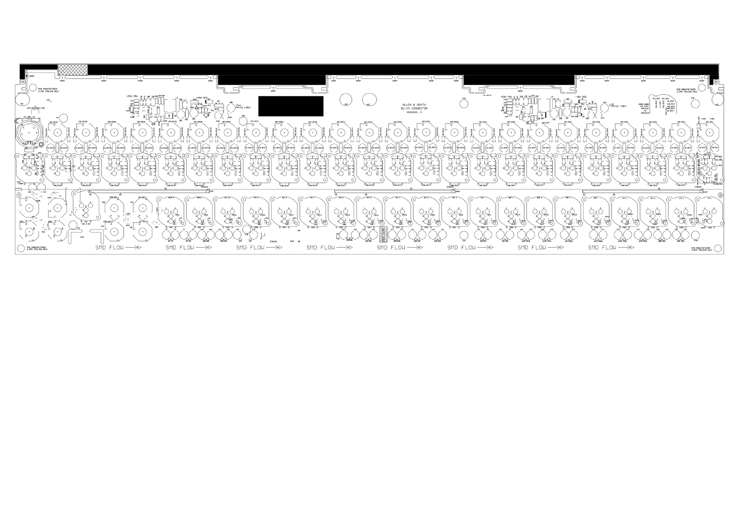ALLEN & HEATH
GLD-2 CONNECTOR
AG9269_3

+53V PSU

+48V REG

+53V PSU

+48V REG

PCB MANUFACTURER
3.2MM TOOLING HOLE

PCB MANUFACTURER
3.2MM TOOLING HOLE

PCB MANUFACTURER
3.2MM TOOLING HOLE

PCB MANUFACTURER
3.2MM TOOLING HOLE

SMD FLOW ⟶ SMD FLOW ⟶ SMD FLOW ⟶ SMD FLOW ⟶ SMD FLOW ⟶ SMD FLOW ⟶ SMD FLOW ⟶ SMD FLOW ⟶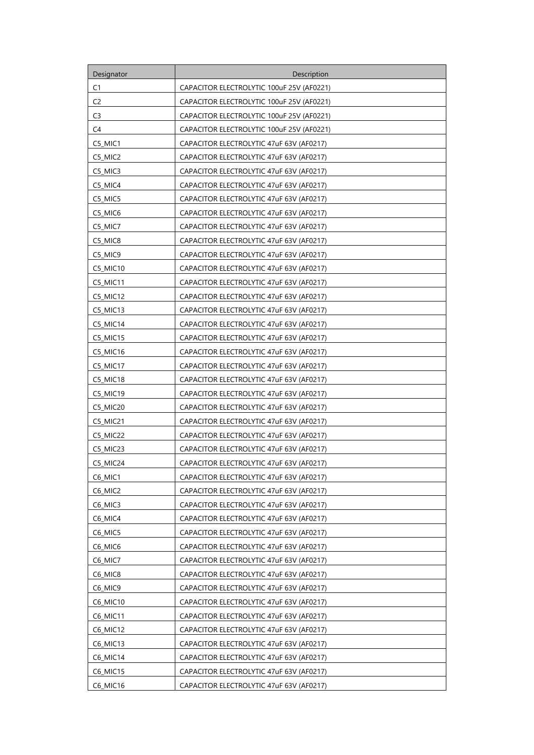| Designator | Description |
| --- | --- |
| C1 | CAPACITOR ELECTROLYTIC 100uF 25V (AF0221) |
| C2 | CAPACITOR ELECTROLYTIC 100uF 25V (AF0221) |
| C3 | CAPACITOR ELECTROLYTIC 100uF 25V (AF0221) |
| C4 | CAPACITOR ELECTROLYTIC 100uF 25V (AF0221) |
| C5_MIC1 | CAPACITOR ELECTROLYTIC 47uF 63V (AF0217) |
| C5_MIC2 | CAPACITOR ELECTROLYTIC 47uF 63V (AF0217) |
| C5_MIC3 | CAPACITOR ELECTROLYTIC 47uF 63V (AF0217) |
| C5_MIC4 | CAPACITOR ELECTROLYTIC 47uF 63V (AF0217) |
| C5_MIC5 | CAPACITOR ELECTROLYTIC 47uF 63V (AF0217) |
| C5_MIC6 | CAPACITOR ELECTROLYTIC 47uF 63V (AF0217) |
| C5_MIC7 | CAPACITOR ELECTROLYTIC 47uF 63V (AF0217) |
| C5_MIC8 | CAPACITOR ELECTROLYTIC 47uF 63V (AF0217) |
| C5_MIC9 | CAPACITOR ELECTROLYTIC 47uF 63V (AF0217) |
| C5_MIC10 | CAPACITOR ELECTROLYTIC 47uF 63V (AF0217) |
| C5_MIC11 | CAPACITOR ELECTROLYTIC 47uF 63V (AF0217) |
| C5_MIC12 | CAPACITOR ELECTROLYTIC 47uF 63V (AF0217) |
| C5_MIC13 | CAPACITOR ELECTROLYTIC 47uF 63V (AF0217) |
| C5_MIC14 | CAPACITOR ELECTROLYTIC 47uF 63V (AF0217) |
| C5_MIC15 | CAPACITOR ELECTROLYTIC 47uF 63V (AF0217) |
| C5_MIC16 | CAPACITOR ELECTROLYTIC 47uF 63V (AF0217) |
| C5_MIC17 | CAPACITOR ELECTROLYTIC 47uF 63V (AF0217) |
| C5_MIC18 | CAPACITOR ELECTROLYTIC 47uF 63V (AF0217) |
| C5_MIC19 | CAPACITOR ELECTROLYTIC 47uF 63V (AF0217) |
| C5_MIC20 | CAPACITOR ELECTROLYTIC 47uF 63V (AF0217) |
| C5_MIC21 | CAPACITOR ELECTROLYTIC 47uF 63V (AF0217) |
| C5_MIC22 | CAPACITOR ELECTROLYTIC 47uF 63V (AF0217) |
| C5_MIC23 | CAPACITOR ELECTROLYTIC 47uF 63V (AF0217) |
| C5_MIC24 | CAPACITOR ELECTROLYTIC 47uF 63V (AF0217) |
| C6_MIC1 | CAPACITOR ELECTROLYTIC 47uF 63V (AF0217) |
| C6_MIC2 | CAPACITOR ELECTROLYTIC 47uF 63V (AF0217) |
| C6_MIC3 | CAPACITOR ELECTROLYTIC 47uF 63V (AF0217) |
| C6_MIC4 | CAPACITOR ELECTROLYTIC 47uF 63V (AF0217) |
| C6_MIC5 | CAPACITOR ELECTROLYTIC 47uF 63V (AF0217) |
| C6_MIC6 | CAPACITOR ELECTROLYTIC 47uF 63V (AF0217) |
| C6_MIC7 | CAPACITOR ELECTROLYTIC 47uF 63V (AF0217) |
| C6_MIC8 | CAPACITOR ELECTROLYTIC 47uF 63V (AF0217) |
| C6_MIC9 | CAPACITOR ELECTROLYTIC 47uF 63V (AF0217) |
| C6_MIC10 | CAPACITOR ELECTROLYTIC 47uF 63V (AF0217) |
| C6_MIC11 | CAPACITOR ELECTROLYTIC 47uF 63V (AF0217) |
| C6_MIC12 | CAPACITOR ELECTROLYTIC 47uF 63V (AF0217) |
| C6_MIC13 | CAPACITOR ELECTROLYTIC 47uF 63V (AF0217) |
| C6_MIC14 | CAPACITOR ELECTROLYTIC 47uF 63V (AF0217) |
| C6_MIC15 | CAPACITOR ELECTROLYTIC 47uF 63V (AF0217) |
| C6_MIC16 | CAPACITOR ELECTROLYTIC 47uF 63V (AF0217) |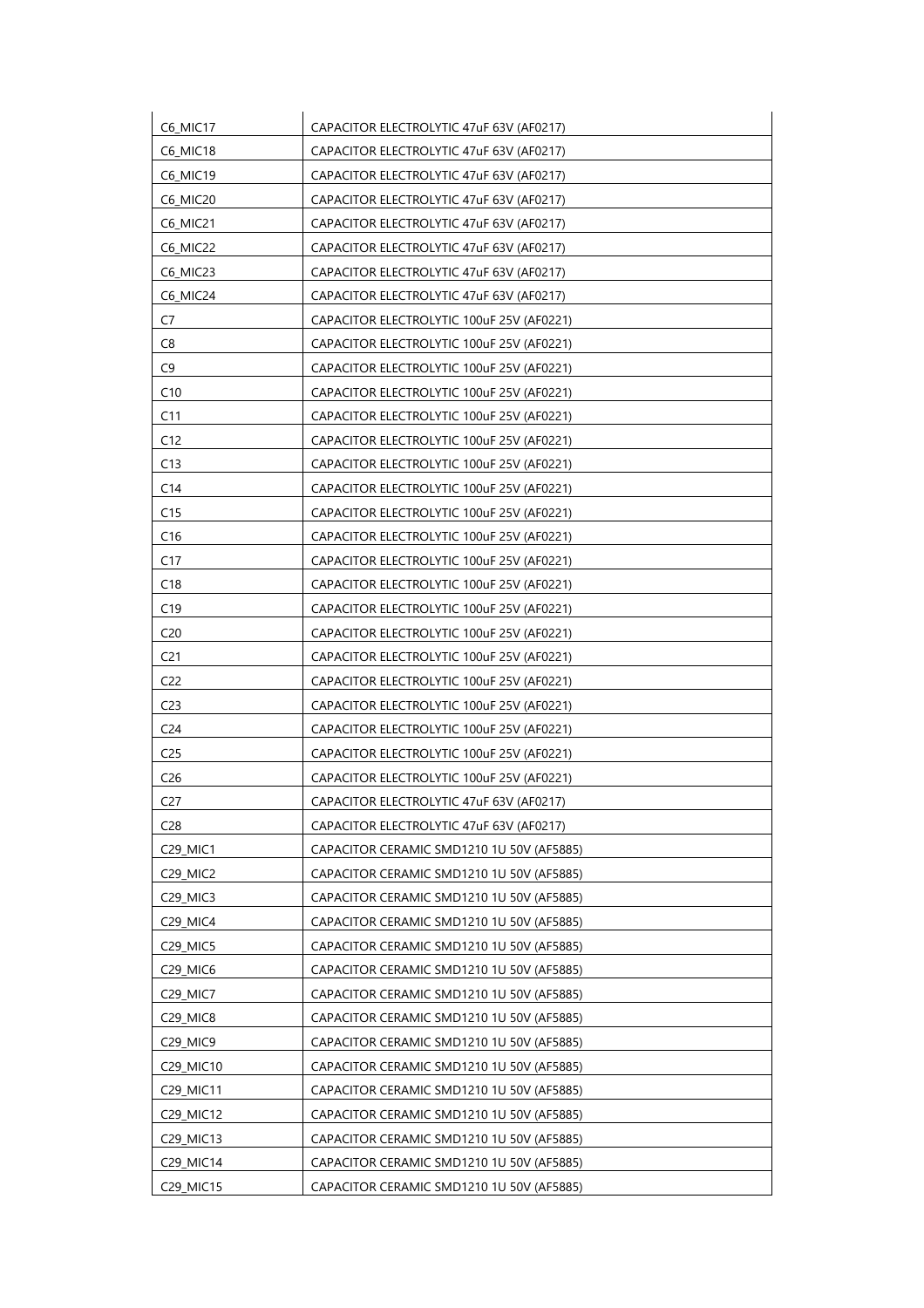| C6_MIC17 | CAPACITOR ELECTROLYTIC 47uF 63V (AF0217) |
|---|---|
| C6_MIC18 | CAPACITOR ELECTROLYTIC 47uF 63V (AF0217) |
| C6_MIC19 | CAPACITOR ELECTROLYTIC 47uF 63V (AF0217) |
| C6_MIC20 | CAPACITOR ELECTROLYTIC 47uF 63V (AF0217) |
| C6_MIC21 | CAPACITOR ELECTROLYTIC 47uF 63V (AF0217) |
| C6_MIC22 | CAPACITOR ELECTROLYTIC 47uF 63V (AF0217) |
| C6_MIC23 | CAPACITOR ELECTROLYTIC 47uF 63V (AF0217) |
| C6_MIC24 | CAPACITOR ELECTROLYTIC 47uF 63V (AF0217) |
| C7 | CAPACITOR ELECTROLYTIC 100uF 25V (AF0221) |
| C8 | CAPACITOR ELECTROLYTIC 100uF 25V (AF0221) |
| C9 | CAPACITOR ELECTROLYTIC 100uF 25V (AF0221) |
| C10 | CAPACITOR ELECTROLYTIC 100uF 25V (AF0221) |
| C11 | CAPACITOR ELECTROLYTIC 100uF 25V (AF0221) |
| C12 | CAPACITOR ELECTROLYTIC 100uF 25V (AF0221) |
| C13 | CAPACITOR ELECTROLYTIC 100uF 25V (AF0221) |
| C14 | CAPACITOR ELECTROLYTIC 100uF 25V (AF0221) |
| C15 | CAPACITOR ELECTROLYTIC 100uF 25V (AF0221) |
| C16 | CAPACITOR ELECTROLYTIC 100uF 25V (AF0221) |
| C17 | CAPACITOR ELECTROLYTIC 100uF 25V (AF0221) |
| C18 | CAPACITOR ELECTROLYTIC 100uF 25V (AF0221) |
| C19 | CAPACITOR ELECTROLYTIC 100uF 25V (AF0221) |
| C20 | CAPACITOR ELECTROLYTIC 100uF 25V (AF0221) |
| C21 | CAPACITOR ELECTROLYTIC 100uF 25V (AF0221) |
| C22 | CAPACITOR ELECTROLYTIC 100uF 25V (AF0221) |
| C23 | CAPACITOR ELECTROLYTIC 100uF 25V (AF0221) |
| C24 | CAPACITOR ELECTROLYTIC 100uF 25V (AF0221) |
| C25 | CAPACITOR ELECTROLYTIC 100uF 25V (AF0221) |
| C26 | CAPACITOR ELECTROLYTIC 100uF 25V (AF0221) |
| C27 | CAPACITOR ELECTROLYTIC 47uF 63V (AF0217) |
| C28 | CAPACITOR ELECTROLYTIC 47uF 63V (AF0217) |
| C29_MIC1 | CAPACITOR CERAMIC SMD1210 1U 50V (AF5885) |
| C29_MIC2 | CAPACITOR CERAMIC SMD1210 1U 50V (AF5885) |
| C29_MIC3 | CAPACITOR CERAMIC SMD1210 1U 50V (AF5885) |
| C29_MIC4 | CAPACITOR CERAMIC SMD1210 1U 50V (AF5885) |
| C29_MIC5 | CAPACITOR CERAMIC SMD1210 1U 50V (AF5885) |
| C29_MIC6 | CAPACITOR CERAMIC SMD1210 1U 50V (AF5885) |
| C29_MIC7 | CAPACITOR CERAMIC SMD1210 1U 50V (AF5885) |
| C29_MIC8 | CAPACITOR CERAMIC SMD1210 1U 50V (AF5885) |
| C29_MIC9 | CAPACITOR CERAMIC SMD1210 1U 50V (AF5885) |
| C29_MIC10 | CAPACITOR CERAMIC SMD1210 1U 50V (AF5885) |
| C29_MIC11 | CAPACITOR CERAMIC SMD1210 1U 50V (AF5885) |
| C29_MIC12 | CAPACITOR CERAMIC SMD1210 1U 50V (AF5885) |
| C29_MIC13 | CAPACITOR CERAMIC SMD1210 1U 50V (AF5885) |
| C29_MIC14 | CAPACITOR CERAMIC SMD1210 1U 50V (AF5885) |
| C29_MIC15 | CAPACITOR CERAMIC SMD1210 1U 50V (AF5885) |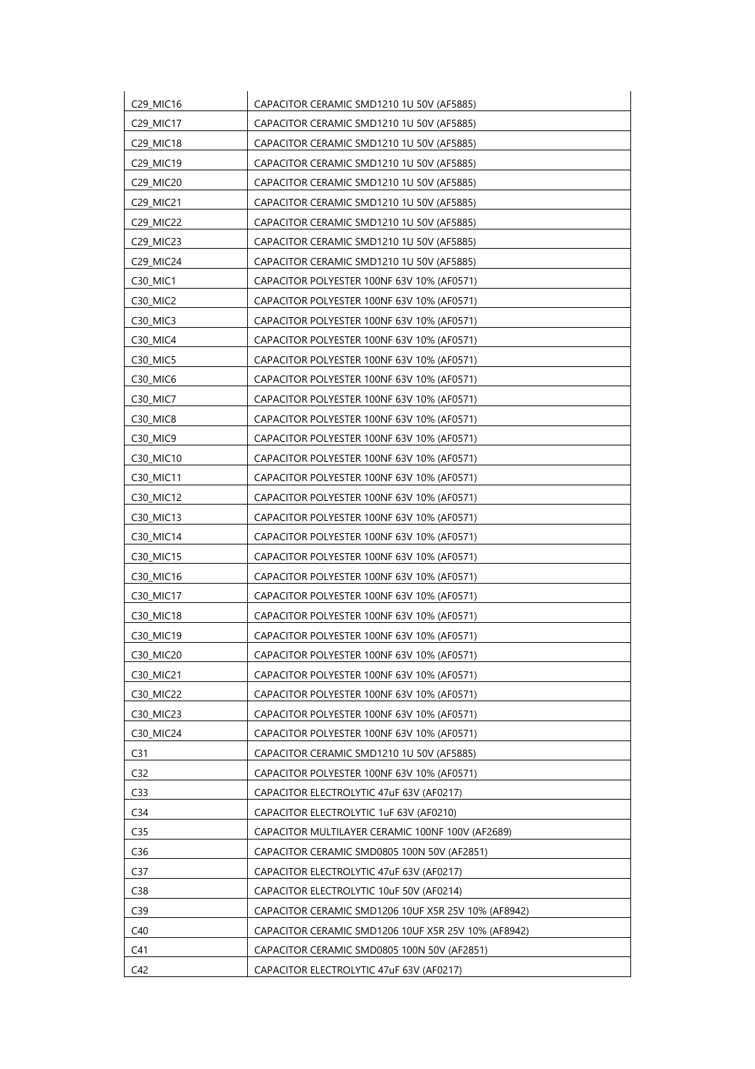| | |
|---|---|
| C29_MIC16 | CAPACITOR CERAMIC SMD1210 1U 50V (AF5885) |
| C29_MIC17 | CAPACITOR CERAMIC SMD1210 1U 50V (AF5885) |
| C29_MIC18 | CAPACITOR CERAMIC SMD1210 1U 50V (AF5885) |
| C29_MIC19 | CAPACITOR CERAMIC SMD1210 1U 50V (AF5885) |
| C29_MIC20 | CAPACITOR CERAMIC SMD1210 1U 50V (AF5885) |
| C29_MIC21 | CAPACITOR CERAMIC SMD1210 1U 50V (AF5885) |
| C29_MIC22 | CAPACITOR CERAMIC SMD1210 1U 50V (AF5885) |
| C29_MIC23 | CAPACITOR CERAMIC SMD1210 1U 50V (AF5885) |
| C29_MIC24 | CAPACITOR CERAMIC SMD1210 1U 50V (AF5885) |
| C30_MIC1 | CAPACITOR POLYESTER 100NF 63V 10% (AF0571) |
| C30_MIC2 | CAPACITOR POLYESTER 100NF 63V 10% (AF0571) |
| C30_MIC3 | CAPACITOR POLYESTER 100NF 63V 10% (AF0571) |
| C30_MIC4 | CAPACITOR POLYESTER 100NF 63V 10% (AF0571) |
| C30_MIC5 | CAPACITOR POLYESTER 100NF 63V 10% (AF0571) |
| C30_MIC6 | CAPACITOR POLYESTER 100NF 63V 10% (AF0571) |
| C30_MIC7 | CAPACITOR POLYESTER 100NF 63V 10% (AF0571) |
| C30_MIC8 | CAPACITOR POLYESTER 100NF 63V 10% (AF0571) |
| C30_MIC9 | CAPACITOR POLYESTER 100NF 63V 10% (AF0571) |
| C30_MIC10 | CAPACITOR POLYESTER 100NF 63V 10% (AF0571) |
| C30_MIC11 | CAPACITOR POLYESTER 100NF 63V 10% (AF0571) |
| C30_MIC12 | CAPACITOR POLYESTER 100NF 63V 10% (AF0571) |
| C30_MIC13 | CAPACITOR POLYESTER 100NF 63V 10% (AF0571) |
| C30_MIC14 | CAPACITOR POLYESTER 100NF 63V 10% (AF0571) |
| C30_MIC15 | CAPACITOR POLYESTER 100NF 63V 10% (AF0571) |
| C30_MIC16 | CAPACITOR POLYESTER 100NF 63V 10% (AF0571) |
| C30_MIC17 | CAPACITOR POLYESTER 100NF 63V 10% (AF0571) |
| C30_MIC18 | CAPACITOR POLYESTER 100NF 63V 10% (AF0571) |
| C30_MIC19 | CAPACITOR POLYESTER 100NF 63V 10% (AF0571) |
| C30_MIC20 | CAPACITOR POLYESTER 100NF 63V 10% (AF0571) |
| C30_MIC21 | CAPACITOR POLYESTER 100NF 63V 10% (AF0571) |
| C30_MIC22 | CAPACITOR POLYESTER 100NF 63V 10% (AF0571) |
| C30_MIC23 | CAPACITOR POLYESTER 100NF 63V 10% (AF0571) |
| C30_MIC24 | CAPACITOR POLYESTER 100NF 63V 10% (AF0571) |
| C31 | CAPACITOR CERAMIC SMD1210 1U 50V (AF5885) |
| C32 | CAPACITOR POLYESTER 100NF 63V 10% (AF0571) |
| C33 | CAPACITOR ELECTROLYTIC 47uF 63V (AF0217) |
| C34 | CAPACITOR ELECTROLYTIC 1uF 63V (AF0210) |
| C35 | CAPACITOR MULTILAYER CERAMIC 100NF 100V (AF2689) |
| C36 | CAPACITOR CERAMIC SMD0805 100N 50V (AF2851) |
| C37 | CAPACITOR ELECTROLYTIC 47uF 63V (AF0217) |
| C38 | CAPACITOR ELECTROLYTIC 10uF 50V (AF0214) |
| C39 | CAPACITOR CERAMIC SMD1206 10UF X5R 25V 10% (AF8942) |
| C40 | CAPACITOR CERAMIC SMD1206 10UF X5R 25V 10% (AF8942) |
| C41 | CAPACITOR CERAMIC SMD0805 100N 50V (AF2851) |
| C42 | CAPACITOR ELECTROLYTIC 47uF 63V (AF0217) |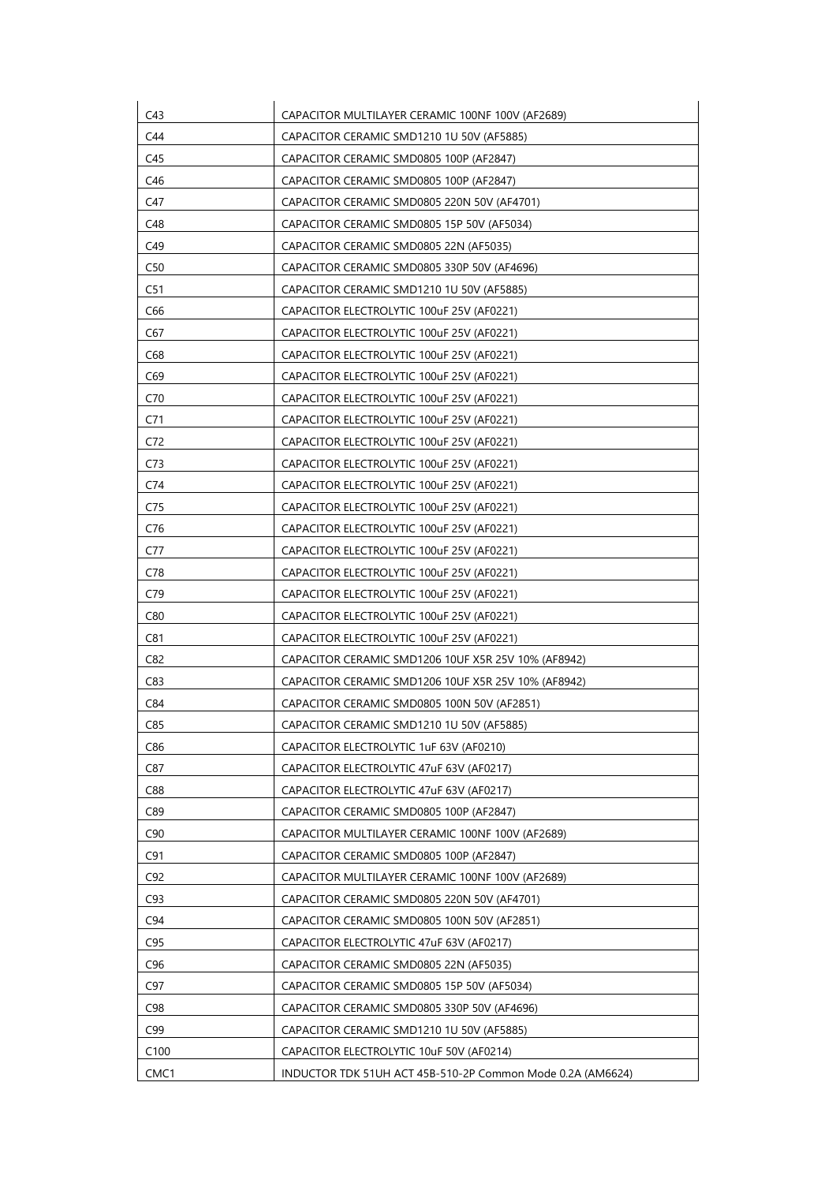| C43 | CAPACITOR MULTILAYER CERAMIC 100NF 100V (AF2689) |
|---|---|
| C44 | CAPACITOR CERAMIC SMD1210 1U 50V (AF5885) |
| C45 | CAPACITOR CERAMIC SMD0805 100P (AF2847) |
| C46 | CAPACITOR CERAMIC SMD0805 100P (AF2847) |
| C47 | CAPACITOR CERAMIC SMD0805 220N 50V (AF4701) |
| C48 | CAPACITOR CERAMIC SMD0805 15P 50V (AF5034) |
| C49 | CAPACITOR CERAMIC SMD0805 22N (AF5035) |
| C50 | CAPACITOR CERAMIC SMD0805 330P 50V (AF4696) |
| C51 | CAPACITOR CERAMIC SMD1210 1U 50V (AF5885) |
| C66 | CAPACITOR ELECTROLYTIC 100uF 25V (AF0221) |
| C67 | CAPACITOR ELECTROLYTIC 100uF 25V (AF0221) |
| C68 | CAPACITOR ELECTROLYTIC 100uF 25V (AF0221) |
| C69 | CAPACITOR ELECTROLYTIC 100uF 25V (AF0221) |
| C70 | CAPACITOR ELECTROLYTIC 100uF 25V (AF0221) |
| C71 | CAPACITOR ELECTROLYTIC 100uF 25V (AF0221) |
| C72 | CAPACITOR ELECTROLYTIC 100uF 25V (AF0221) |
| C73 | CAPACITOR ELECTROLYTIC 100uF 25V (AF0221) |
| C74 | CAPACITOR ELECTROLYTIC 100uF 25V (AF0221) |
| C75 | CAPACITOR ELECTROLYTIC 100uF 25V (AF0221) |
| C76 | CAPACITOR ELECTROLYTIC 100uF 25V (AF0221) |
| C77 | CAPACITOR ELECTROLYTIC 100uF 25V (AF0221) |
| C78 | CAPACITOR ELECTROLYTIC 100uF 25V (AF0221) |
| C79 | CAPACITOR ELECTROLYTIC 100uF 25V (AF0221) |
| C80 | CAPACITOR ELECTROLYTIC 100uF 25V (AF0221) |
| C81 | CAPACITOR ELECTROLYTIC 100uF 25V (AF0221) |
| C82 | CAPACITOR CERAMIC SMD1206 10UF X5R 25V 10% (AF8942) |
| C83 | CAPACITOR CERAMIC SMD1206 10UF X5R 25V 10% (AF8942) |
| C84 | CAPACITOR CERAMIC SMD0805 100N 50V (AF2851) |
| C85 | CAPACITOR CERAMIC SMD1210 1U 50V (AF5885) |
| C86 | CAPACITOR ELECTROLYTIC 1uF 63V (AF0210) |
| C87 | CAPACITOR ELECTROLYTIC 47uF 63V (AF0217) |
| C88 | CAPACITOR ELECTROLYTIC 47uF 63V (AF0217) |
| C89 | CAPACITOR CERAMIC SMD0805 100P (AF2847) |
| C90 | CAPACITOR MULTILAYER CERAMIC 100NF 100V (AF2689) |
| C91 | CAPACITOR CERAMIC SMD0805 100P (AF2847) |
| C92 | CAPACITOR MULTILAYER CERAMIC 100NF 100V (AF2689) |
| C93 | CAPACITOR CERAMIC SMD0805 220N 50V (AF4701) |
| C94 | CAPACITOR CERAMIC SMD0805 100N 50V (AF2851) |
| C95 | CAPACITOR ELECTROLYTIC 47uF 63V (AF0217) |
| C96 | CAPACITOR CERAMIC SMD0805 22N (AF5035) |
| C97 | CAPACITOR CERAMIC SMD0805 15P 50V (AF5034) |
| C98 | CAPACITOR CERAMIC SMD0805 330P 50V (AF4696) |
| C99 | CAPACITOR CERAMIC SMD1210 1U 50V (AF5885) |
| C100 | CAPACITOR ELECTROLYTIC 10uF 50V (AF0214) |
| CMC1 | INDUCTOR TDK 51UH ACT 45B-510-2P Common Mode 0.2A (AM6624) |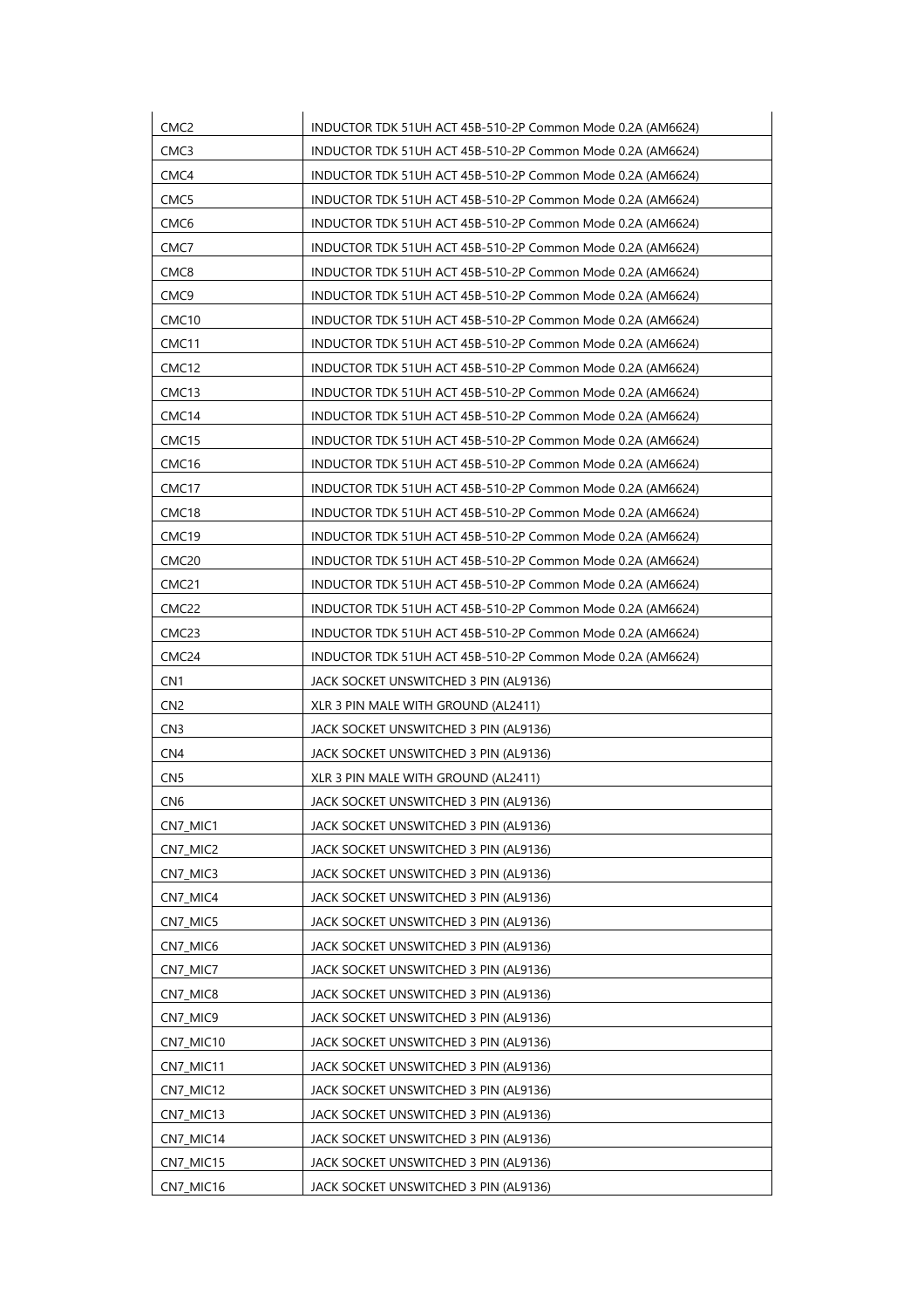| | |
|---|---|
| CMC2 | INDUCTOR TDK 51UH ACT 45B-510-2P Common Mode 0.2A (AM6624) |
| CMC3 | INDUCTOR TDK 51UH ACT 45B-510-2P Common Mode 0.2A (AM6624) |
| CMC4 | INDUCTOR TDK 51UH ACT 45B-510-2P Common Mode 0.2A (AM6624) |
| CMC5 | INDUCTOR TDK 51UH ACT 45B-510-2P Common Mode 0.2A (AM6624) |
| CMC6 | INDUCTOR TDK 51UH ACT 45B-510-2P Common Mode 0.2A (AM6624) |
| CMC7 | INDUCTOR TDK 51UH ACT 45B-510-2P Common Mode 0.2A (AM6624) |
| CMC8 | INDUCTOR TDK 51UH ACT 45B-510-2P Common Mode 0.2A (AM6624) |
| CMC9 | INDUCTOR TDK 51UH ACT 45B-510-2P Common Mode 0.2A (AM6624) |
| CMC10 | INDUCTOR TDK 51UH ACT 45B-510-2P Common Mode 0.2A (AM6624) |
| CMC11 | INDUCTOR TDK 51UH ACT 45B-510-2P Common Mode 0.2A (AM6624) |
| CMC12 | INDUCTOR TDK 51UH ACT 45B-510-2P Common Mode 0.2A (AM6624) |
| CMC13 | INDUCTOR TDK 51UH ACT 45B-510-2P Common Mode 0.2A (AM6624) |
| CMC14 | INDUCTOR TDK 51UH ACT 45B-510-2P Common Mode 0.2A (AM6624) |
| CMC15 | INDUCTOR TDK 51UH ACT 45B-510-2P Common Mode 0.2A (AM6624) |
| CMC16 | INDUCTOR TDK 51UH ACT 45B-510-2P Common Mode 0.2A (AM6624) |
| CMC17 | INDUCTOR TDK 51UH ACT 45B-510-2P Common Mode 0.2A (AM6624) |
| CMC18 | INDUCTOR TDK 51UH ACT 45B-510-2P Common Mode 0.2A (AM6624) |
| CMC19 | INDUCTOR TDK 51UH ACT 45B-510-2P Common Mode 0.2A (AM6624) |
| CMC20 | INDUCTOR TDK 51UH ACT 45B-510-2P Common Mode 0.2A (AM6624) |
| CMC21 | INDUCTOR TDK 51UH ACT 45B-510-2P Common Mode 0.2A (AM6624) |
| CMC22 | INDUCTOR TDK 51UH ACT 45B-510-2P Common Mode 0.2A (AM6624) |
| CMC23 | INDUCTOR TDK 51UH ACT 45B-510-2P Common Mode 0.2A (AM6624) |
| CMC24 | INDUCTOR TDK 51UH ACT 45B-510-2P Common Mode 0.2A (AM6624) |
| CN1 | JACK SOCKET UNSWITCHED 3 PIN (AL9136) |
| CN2 | XLR 3 PIN MALE WITH GROUND (AL2411) |
| CN3 | JACK SOCKET UNSWITCHED 3 PIN (AL9136) |
| CN4 | JACK SOCKET UNSWITCHED 3 PIN (AL9136) |
| CN5 | XLR 3 PIN MALE WITH GROUND (AL2411) |
| CN6 | JACK SOCKET UNSWITCHED 3 PIN (AL9136) |
| CN7_MIC1 | JACK SOCKET UNSWITCHED 3 PIN (AL9136) |
| CN7_MIC2 | JACK SOCKET UNSWITCHED 3 PIN (AL9136) |
| CN7_MIC3 | JACK SOCKET UNSWITCHED 3 PIN (AL9136) |
| CN7_MIC4 | JACK SOCKET UNSWITCHED 3 PIN (AL9136) |
| CN7_MIC5 | JACK SOCKET UNSWITCHED 3 PIN (AL9136) |
| CN7_MIC6 | JACK SOCKET UNSWITCHED 3 PIN (AL9136) |
| CN7_MIC7 | JACK SOCKET UNSWITCHED 3 PIN (AL9136) |
| CN7_MIC8 | JACK SOCKET UNSWITCHED 3 PIN (AL9136) |
| CN7_MIC9 | JACK SOCKET UNSWITCHED 3 PIN (AL9136) |
| CN7_MIC10 | JACK SOCKET UNSWITCHED 3 PIN (AL9136) |
| CN7_MIC11 | JACK SOCKET UNSWITCHED 3 PIN (AL9136) |
| CN7_MIC12 | JACK SOCKET UNSWITCHED 3 PIN (AL9136) |
| CN7_MIC13 | JACK SOCKET UNSWITCHED 3 PIN (AL9136) |
| CN7_MIC14 | JACK SOCKET UNSWITCHED 3 PIN (AL9136) |
| CN7_MIC15 | JACK SOCKET UNSWITCHED 3 PIN (AL9136) |
| CN7_MIC16 | JACK SOCKET UNSWITCHED 3 PIN (AL9136) |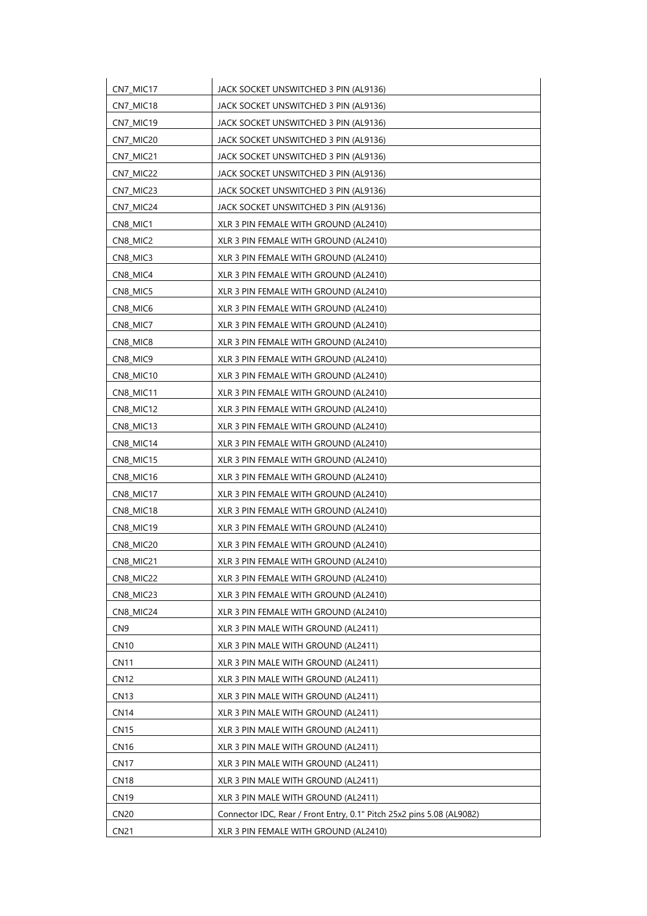| | |
|---|---|
| CN7_MIC17 | JACK SOCKET UNSWITCHED 3 PIN (AL9136) |
| CN7_MIC18 | JACK SOCKET UNSWITCHED 3 PIN (AL9136) |
| CN7_MIC19 | JACK SOCKET UNSWITCHED 3 PIN (AL9136) |
| CN7_MIC20 | JACK SOCKET UNSWITCHED 3 PIN (AL9136) |
| CN7_MIC21 | JACK SOCKET UNSWITCHED 3 PIN (AL9136) |
| CN7_MIC22 | JACK SOCKET UNSWITCHED 3 PIN (AL9136) |
| CN7_MIC23 | JACK SOCKET UNSWITCHED 3 PIN (AL9136) |
| CN7_MIC24 | JACK SOCKET UNSWITCHED 3 PIN (AL9136) |
| CN8_MIC1 | XLR 3 PIN FEMALE WITH GROUND (AL2410) |
| CN8_MIC2 | XLR 3 PIN FEMALE WITH GROUND (AL2410) |
| CN8_MIC3 | XLR 3 PIN FEMALE WITH GROUND (AL2410) |
| CN8_MIC4 | XLR 3 PIN FEMALE WITH GROUND (AL2410) |
| CN8_MIC5 | XLR 3 PIN FEMALE WITH GROUND (AL2410) |
| CN8_MIC6 | XLR 3 PIN FEMALE WITH GROUND (AL2410) |
| CN8_MIC7 | XLR 3 PIN FEMALE WITH GROUND (AL2410) |
| CN8_MIC8 | XLR 3 PIN FEMALE WITH GROUND (AL2410) |
| CN8_MIC9 | XLR 3 PIN FEMALE WITH GROUND (AL2410) |
| CN8_MIC10 | XLR 3 PIN FEMALE WITH GROUND (AL2410) |
| CN8_MIC11 | XLR 3 PIN FEMALE WITH GROUND (AL2410) |
| CN8_MIC12 | XLR 3 PIN FEMALE WITH GROUND (AL2410) |
| CN8_MIC13 | XLR 3 PIN FEMALE WITH GROUND (AL2410) |
| CN8_MIC14 | XLR 3 PIN FEMALE WITH GROUND (AL2410) |
| CN8_MIC15 | XLR 3 PIN FEMALE WITH GROUND (AL2410) |
| CN8_MIC16 | XLR 3 PIN FEMALE WITH GROUND (AL2410) |
| CN8_MIC17 | XLR 3 PIN FEMALE WITH GROUND (AL2410) |
| CN8_MIC18 | XLR 3 PIN FEMALE WITH GROUND (AL2410) |
| CN8_MIC19 | XLR 3 PIN FEMALE WITH GROUND (AL2410) |
| CN8_MIC20 | XLR 3 PIN FEMALE WITH GROUND (AL2410) |
| CN8_MIC21 | XLR 3 PIN FEMALE WITH GROUND (AL2410) |
| CN8_MIC22 | XLR 3 PIN FEMALE WITH GROUND (AL2410) |
| CN8_MIC23 | XLR 3 PIN FEMALE WITH GROUND (AL2410) |
| CN8_MIC24 | XLR 3 PIN FEMALE WITH GROUND (AL2410) |
| CN9 | XLR 3 PIN MALE WITH GROUND (AL2411) |
| CN10 | XLR 3 PIN MALE WITH GROUND (AL2411) |
| CN11 | XLR 3 PIN MALE WITH GROUND (AL2411) |
| CN12 | XLR 3 PIN MALE WITH GROUND (AL2411) |
| CN13 | XLR 3 PIN MALE WITH GROUND (AL2411) |
| CN14 | XLR 3 PIN MALE WITH GROUND (AL2411) |
| CN15 | XLR 3 PIN MALE WITH GROUND (AL2411) |
| CN16 | XLR 3 PIN MALE WITH GROUND (AL2411) |
| CN17 | XLR 3 PIN MALE WITH GROUND (AL2411) |
| CN18 | XLR 3 PIN MALE WITH GROUND (AL2411) |
| CN19 | XLR 3 PIN MALE WITH GROUND (AL2411) |
| CN20 | Connector IDC, Rear / Front Entry, 0.1" Pitch 25x2 pins 5.08 (AL9082) |
| CN21 | XLR 3 PIN FEMALE WITH GROUND (AL2410) |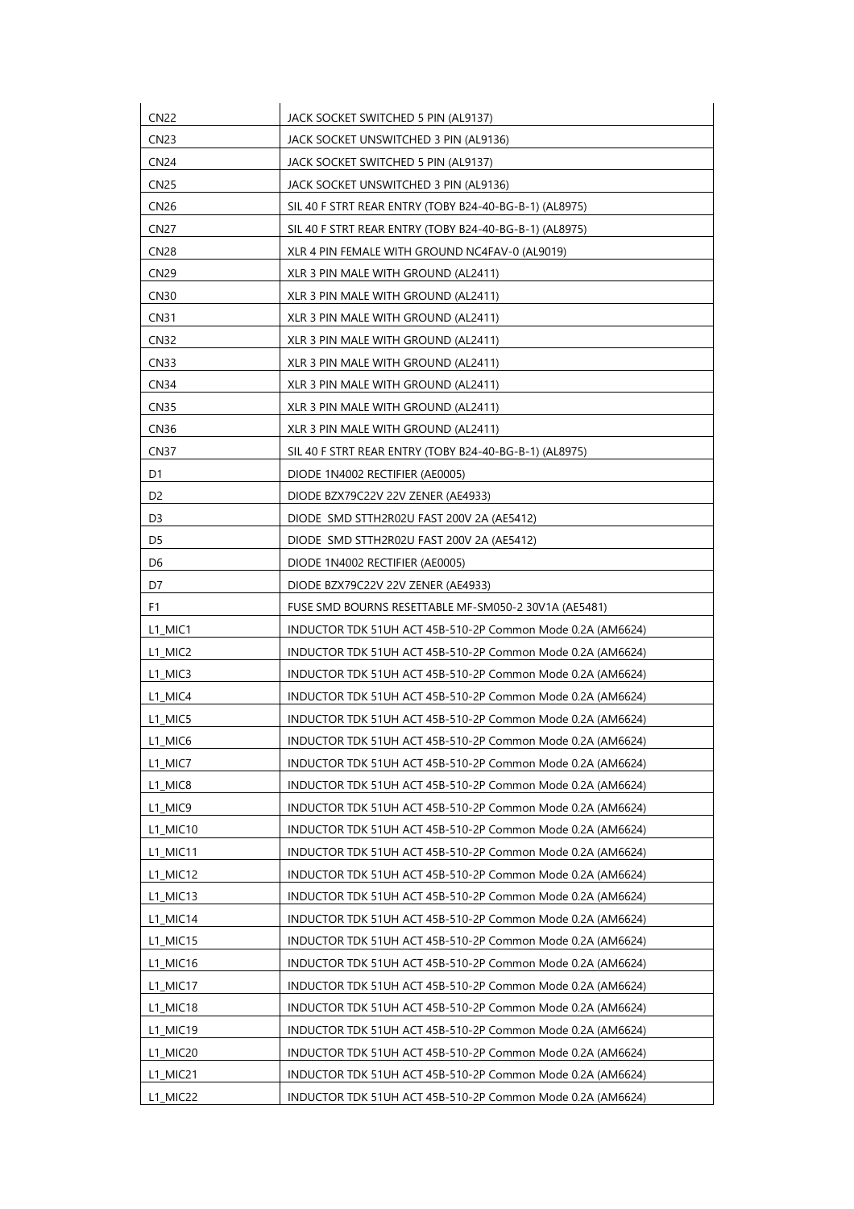| CN22 | JACK SOCKET SWITCHED 5 PIN (AL9137) |
|---|---|
| CN23 | JACK SOCKET UNSWITCHED 3 PIN (AL9136) |
| CN24 | JACK SOCKET SWITCHED 5 PIN (AL9137) |
| CN25 | JACK SOCKET UNSWITCHED 3 PIN (AL9136) |
| CN26 | SIL 40 F STRT REAR ENTRY (TOBY B24-40-BG-B-1) (AL8975) |
| CN27 | SIL 40 F STRT REAR ENTRY (TOBY B24-40-BG-B-1) (AL8975) |
| CN28 | XLR 4 PIN FEMALE WITH GROUND NC4FAV-0 (AL9019) |
| CN29 | XLR 3 PIN MALE WITH GROUND (AL2411) |
| CN30 | XLR 3 PIN MALE WITH GROUND (AL2411) |
| CN31 | XLR 3 PIN MALE WITH GROUND (AL2411) |
| CN32 | XLR 3 PIN MALE WITH GROUND (AL2411) |
| CN33 | XLR 3 PIN MALE WITH GROUND (AL2411) |
| CN34 | XLR 3 PIN MALE WITH GROUND (AL2411) |
| CN35 | XLR 3 PIN MALE WITH GROUND (AL2411) |
| CN36 | XLR 3 PIN MALE WITH GROUND (AL2411) |
| CN37 | SIL 40 F STRT REAR ENTRY (TOBY B24-40-BG-B-1) (AL8975) |
| D1 | DIODE 1N4002 RECTIFIER (AE0005) |
| D2 | DIODE BZX79C22V 22V ZENER (AE4933) |
| D3 | DIODE SMD STTH2R02U FAST 200V 2A (AE5412) |
| D5 | DIODE SMD STTH2R02U FAST 200V 2A (AE5412) |
| D6 | DIODE 1N4002 RECTIFIER (AE0005) |
| D7 | DIODE BZX79C22V 22V ZENER (AE4933) |
| F1 | FUSE SMD BOURNS RESETTABLE MF-SM050-2 30V1A (AE5481) |
| L1_MIC1 | INDUCTOR TDK 51UH ACT 45B-510-2P Common Mode 0.2A (AM6624) |
| L1_MIC2 | INDUCTOR TDK 51UH ACT 45B-510-2P Common Mode 0.2A (AM6624) |
| L1_MIC3 | INDUCTOR TDK 51UH ACT 45B-510-2P Common Mode 0.2A (AM6624) |
| L1_MIC4 | INDUCTOR TDK 51UH ACT 45B-510-2P Common Mode 0.2A (AM6624) |
| L1_MIC5 | INDUCTOR TDK 51UH ACT 45B-510-2P Common Mode 0.2A (AM6624) |
| L1_MIC6 | INDUCTOR TDK 51UH ACT 45B-510-2P Common Mode 0.2A (AM6624) |
| L1_MIC7 | INDUCTOR TDK 51UH ACT 45B-510-2P Common Mode 0.2A (AM6624) |
| L1_MIC8 | INDUCTOR TDK 51UH ACT 45B-510-2P Common Mode 0.2A (AM6624) |
| L1_MIC9 | INDUCTOR TDK 51UH ACT 45B-510-2P Common Mode 0.2A (AM6624) |
| L1_MIC10 | INDUCTOR TDK 51UH ACT 45B-510-2P Common Mode 0.2A (AM6624) |
| L1_MIC11 | INDUCTOR TDK 51UH ACT 45B-510-2P Common Mode 0.2A (AM6624) |
| L1_MIC12 | INDUCTOR TDK 51UH ACT 45B-510-2P Common Mode 0.2A (AM6624) |
| L1_MIC13 | INDUCTOR TDK 51UH ACT 45B-510-2P Common Mode 0.2A (AM6624) |
| L1_MIC14 | INDUCTOR TDK 51UH ACT 45B-510-2P Common Mode 0.2A (AM6624) |
| L1_MIC15 | INDUCTOR TDK 51UH ACT 45B-510-2P Common Mode 0.2A (AM6624) |
| L1_MIC16 | INDUCTOR TDK 51UH ACT 45B-510-2P Common Mode 0.2A (AM6624) |
| L1_MIC17 | INDUCTOR TDK 51UH ACT 45B-510-2P Common Mode 0.2A (AM6624) |
| L1_MIC18 | INDUCTOR TDK 51UH ACT 45B-510-2P Common Mode 0.2A (AM6624) |
| L1_MIC19 | INDUCTOR TDK 51UH ACT 45B-510-2P Common Mode 0.2A (AM6624) |
| L1_MIC20 | INDUCTOR TDK 51UH ACT 45B-510-2P Common Mode 0.2A (AM6624) |
| L1_MIC21 | INDUCTOR TDK 51UH ACT 45B-510-2P Common Mode 0.2A (AM6624) |
| L1_MIC22 | INDUCTOR TDK 51UH ACT 45B-510-2P Common Mode 0.2A (AM6624) |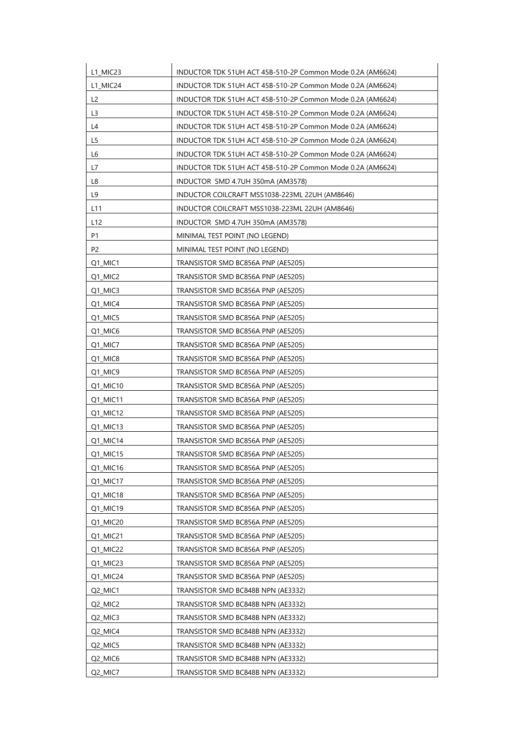| L1_MIC23 | INDUCTOR TDK 51UH ACT 45B-510-2P Common Mode 0.2A (AM6624) |
|---|---|
| L1_MIC24 | INDUCTOR TDK 51UH ACT 45B-510-2P Common Mode 0.2A (AM6624) |
| L2 | INDUCTOR TDK 51UH ACT 45B-510-2P Common Mode 0.2A (AM6624) |
| L3 | INDUCTOR TDK 51UH ACT 45B-510-2P Common Mode 0.2A (AM6624) |
| L4 | INDUCTOR TDK 51UH ACT 45B-510-2P Common Mode 0.2A (AM6624) |
| L5 | INDUCTOR TDK 51UH ACT 45B-510-2P Common Mode 0.2A (AM6624) |
| L6 | INDUCTOR TDK 51UH ACT 45B-510-2P Common Mode 0.2A (AM6624) |
| L7 | INDUCTOR TDK 51UH ACT 45B-510-2P Common Mode 0.2A (AM6624) |
| L8 | INDUCTOR SMD 4.7UH 350mA (AM3578) |
| L9 | INDUCTOR COILCRAFT MSS1038-223ML 22UH (AM8646) |
| L11 | INDUCTOR COILCRAFT MSS1038-223ML 22UH (AM8646) |
| L12 | INDUCTOR SMD 4.7UH 350mA (AM3578) |
| P1 | MINIMAL TEST POINT (NO LEGEND) |
| P2 | MINIMAL TEST POINT (NO LEGEND) |
| Q1_MIC1 | TRANSISTOR SMD BC856A PNP (AE5205) |
| Q1_MIC2 | TRANSISTOR SMD BC856A PNP (AE5205) |
| Q1_MIC3 | TRANSISTOR SMD BC856A PNP (AE5205) |
| Q1_MIC4 | TRANSISTOR SMD BC856A PNP (AE5205) |
| Q1_MIC5 | TRANSISTOR SMD BC856A PNP (AE5205) |
| Q1_MIC6 | TRANSISTOR SMD BC856A PNP (AE5205) |
| Q1_MIC7 | TRANSISTOR SMD BC856A PNP (AE5205) |
| Q1_MIC8 | TRANSISTOR SMD BC856A PNP (AE5205) |
| Q1_MIC9 | TRANSISTOR SMD BC856A PNP (AE5205) |
| Q1_MIC10 | TRANSISTOR SMD BC856A PNP (AE5205) |
| Q1_MIC11 | TRANSISTOR SMD BC856A PNP (AE5205) |
| Q1_MIC12 | TRANSISTOR SMD BC856A PNP (AE5205) |
| Q1_MIC13 | TRANSISTOR SMD BC856A PNP (AE5205) |
| Q1_MIC14 | TRANSISTOR SMD BC856A PNP (AE5205) |
| Q1_MIC15 | TRANSISTOR SMD BC856A PNP (AE5205) |
| Q1_MIC16 | TRANSISTOR SMD BC856A PNP (AE5205) |
| Q1_MIC17 | TRANSISTOR SMD BC856A PNP (AE5205) |
| Q1_MIC18 | TRANSISTOR SMD BC856A PNP (AE5205) |
| Q1_MIC19 | TRANSISTOR SMD BC856A PNP (AE5205) |
| Q1_MIC20 | TRANSISTOR SMD BC856A PNP (AE5205) |
| Q1_MIC21 | TRANSISTOR SMD BC856A PNP (AE5205) |
| Q1_MIC22 | TRANSISTOR SMD BC856A PNP (AE5205) |
| Q1_MIC23 | TRANSISTOR SMD BC856A PNP (AE5205) |
| Q1_MIC24 | TRANSISTOR SMD BC856A PNP (AE5205) |
| Q2_MIC1 | TRANSISTOR SMD BC848B NPN (AE3332) |
| Q2_MIC2 | TRANSISTOR SMD BC848B NPN (AE3332) |
| Q2_MIC3 | TRANSISTOR SMD BC848B NPN (AE3332) |
| Q2_MIC4 | TRANSISTOR SMD BC848B NPN (AE3332) |
| Q2_MIC5 | TRANSISTOR SMD BC848B NPN (AE3332) |
| Q2_MIC6 | TRANSISTOR SMD BC848B NPN (AE3332) |
| Q2_MIC7 | TRANSISTOR SMD BC848B NPN (AE3332) |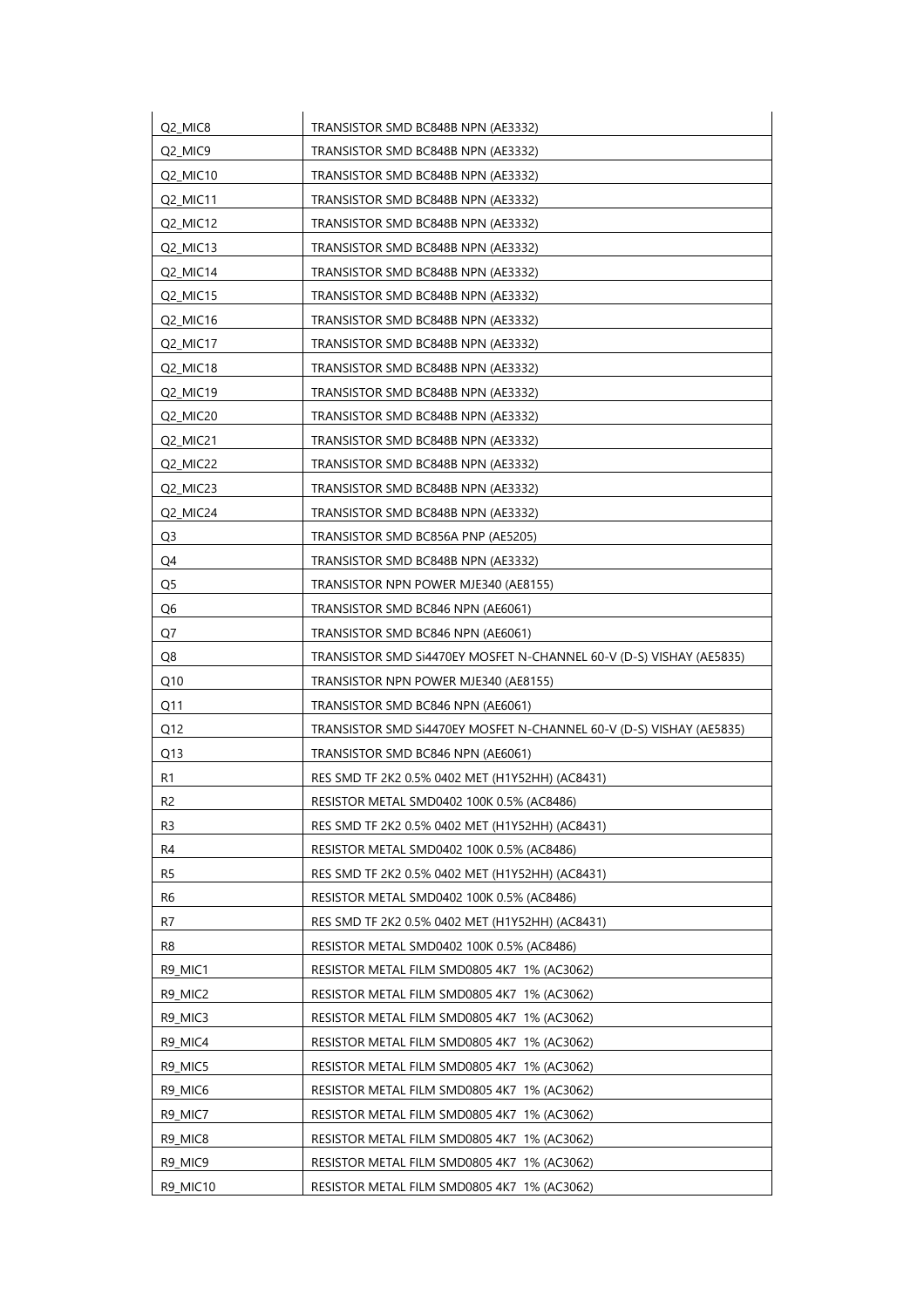| | |
|---|---|
| Q2_MIC8 | TRANSISTOR SMD BC848B NPN (AE3332) |
| Q2_MIC9 | TRANSISTOR SMD BC848B NPN (AE3332) |
| Q2_MIC10 | TRANSISTOR SMD BC848B NPN (AE3332) |
| Q2_MIC11 | TRANSISTOR SMD BC848B NPN (AE3332) |
| Q2_MIC12 | TRANSISTOR SMD BC848B NPN (AE3332) |
| Q2_MIC13 | TRANSISTOR SMD BC848B NPN (AE3332) |
| Q2_MIC14 | TRANSISTOR SMD BC848B NPN (AE3332) |
| Q2_MIC15 | TRANSISTOR SMD BC848B NPN (AE3332) |
| Q2_MIC16 | TRANSISTOR SMD BC848B NPN (AE3332) |
| Q2_MIC17 | TRANSISTOR SMD BC848B NPN (AE3332) |
| Q2_MIC18 | TRANSISTOR SMD BC848B NPN (AE3332) |
| Q2_MIC19 | TRANSISTOR SMD BC848B NPN (AE3332) |
| Q2_MIC20 | TRANSISTOR SMD BC848B NPN (AE3332) |
| Q2_MIC21 | TRANSISTOR SMD BC848B NPN (AE3332) |
| Q2_MIC22 | TRANSISTOR SMD BC848B NPN (AE3332) |
| Q2_MIC23 | TRANSISTOR SMD BC848B NPN (AE3332) |
| Q2_MIC24 | TRANSISTOR SMD BC848B NPN (AE3332) |
| Q3 | TRANSISTOR SMD BC856A PNP (AE5205) |
| Q4 | TRANSISTOR SMD BC848B NPN (AE3332) |
| Q5 | TRANSISTOR NPN POWER MJE340 (AE8155) |
| Q6 | TRANSISTOR SMD BC846 NPN (AE6061) |
| Q7 | TRANSISTOR SMD BC846 NPN (AE6061) |
| Q8 | TRANSISTOR SMD Si4470EY MOSFET N-CHANNEL 60-V (D-S) VISHAY (AE5835) |
| Q10 | TRANSISTOR NPN POWER MJE340 (AE8155) |
| Q11 | TRANSISTOR SMD BC846 NPN (AE6061) |
| Q12 | TRANSISTOR SMD Si4470EY MOSFET N-CHANNEL 60-V (D-S) VISHAY (AE5835) |
| Q13 | TRANSISTOR SMD BC846 NPN (AE6061) |
| R1 | RES SMD TF 2K2 0.5% 0402 MET (H1Y52HH) (AC8431) |
| R2 | RESISTOR METAL SMD0402 100K 0.5% (AC8486) |
| R3 | RES SMD TF 2K2 0.5% 0402 MET (H1Y52HH) (AC8431) |
| R4 | RESISTOR METAL SMD0402 100K 0.5% (AC8486) |
| R5 | RES SMD TF 2K2 0.5% 0402 MET (H1Y52HH) (AC8431) |
| R6 | RESISTOR METAL SMD0402 100K 0.5% (AC8486) |
| R7 | RES SMD TF 2K2 0.5% 0402 MET (H1Y52HH) (AC8431) |
| R8 | RESISTOR METAL SMD0402 100K 0.5% (AC8486) |
| R9_MIC1 | RESISTOR METAL FILM SMD0805 4K7 1% (AC3062) |
| R9_MIC2 | RESISTOR METAL FILM SMD0805 4K7 1% (AC3062) |
| R9_MIC3 | RESISTOR METAL FILM SMD0805 4K7 1% (AC3062) |
| R9_MIC4 | RESISTOR METAL FILM SMD0805 4K7 1% (AC3062) |
| R9_MIC5 | RESISTOR METAL FILM SMD0805 4K7 1% (AC3062) |
| R9_MIC6 | RESISTOR METAL FILM SMD0805 4K7 1% (AC3062) |
| R9_MIC7 | RESISTOR METAL FILM SMD0805 4K7 1% (AC3062) |
| R9_MIC8 | RESISTOR METAL FILM SMD0805 4K7 1% (AC3062) |
| R9_MIC9 | RESISTOR METAL FILM SMD0805 4K7 1% (AC3062) |
| R9_MIC10 | RESISTOR METAL FILM SMD0805 4K7 1% (AC3062) |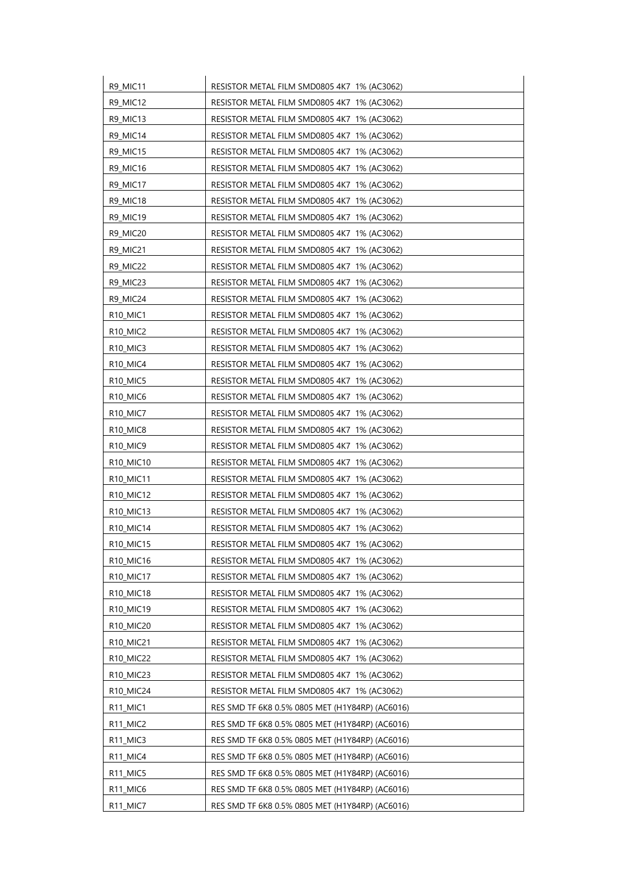| | |
|---|---|
| R9_MIC11 | RESISTOR METAL FILM SMD0805 4K7 1% (AC3062) |
| R9_MIC12 | RESISTOR METAL FILM SMD0805 4K7 1% (AC3062) |
| R9_MIC13 | RESISTOR METAL FILM SMD0805 4K7 1% (AC3062) |
| R9_MIC14 | RESISTOR METAL FILM SMD0805 4K7 1% (AC3062) |
| R9_MIC15 | RESISTOR METAL FILM SMD0805 4K7 1% (AC3062) |
| R9_MIC16 | RESISTOR METAL FILM SMD0805 4K7 1% (AC3062) |
| R9_MIC17 | RESISTOR METAL FILM SMD0805 4K7 1% (AC3062) |
| R9_MIC18 | RESISTOR METAL FILM SMD0805 4K7 1% (AC3062) |
| R9_MIC19 | RESISTOR METAL FILM SMD0805 4K7 1% (AC3062) |
| R9_MIC20 | RESISTOR METAL FILM SMD0805 4K7 1% (AC3062) |
| R9_MIC21 | RESISTOR METAL FILM SMD0805 4K7 1% (AC3062) |
| R9_MIC22 | RESISTOR METAL FILM SMD0805 4K7 1% (AC3062) |
| R9_MIC23 | RESISTOR METAL FILM SMD0805 4K7 1% (AC3062) |
| R9_MIC24 | RESISTOR METAL FILM SMD0805 4K7 1% (AC3062) |
| R10_MIC1 | RESISTOR METAL FILM SMD0805 4K7 1% (AC3062) |
| R10_MIC2 | RESISTOR METAL FILM SMD0805 4K7 1% (AC3062) |
| R10_MIC3 | RESISTOR METAL FILM SMD0805 4K7 1% (AC3062) |
| R10_MIC4 | RESISTOR METAL FILM SMD0805 4K7 1% (AC3062) |
| R10_MIC5 | RESISTOR METAL FILM SMD0805 4K7 1% (AC3062) |
| R10_MIC6 | RESISTOR METAL FILM SMD0805 4K7 1% (AC3062) |
| R10_MIC7 | RESISTOR METAL FILM SMD0805 4K7 1% (AC3062) |
| R10_MIC8 | RESISTOR METAL FILM SMD0805 4K7 1% (AC3062) |
| R10_MIC9 | RESISTOR METAL FILM SMD0805 4K7 1% (AC3062) |
| R10_MIC10 | RESISTOR METAL FILM SMD0805 4K7 1% (AC3062) |
| R10_MIC11 | RESISTOR METAL FILM SMD0805 4K7 1% (AC3062) |
| R10_MIC12 | RESISTOR METAL FILM SMD0805 4K7 1% (AC3062) |
| R10_MIC13 | RESISTOR METAL FILM SMD0805 4K7 1% (AC3062) |
| R10_MIC14 | RESISTOR METAL FILM SMD0805 4K7 1% (AC3062) |
| R10_MIC15 | RESISTOR METAL FILM SMD0805 4K7 1% (AC3062) |
| R10_MIC16 | RESISTOR METAL FILM SMD0805 4K7 1% (AC3062) |
| R10_MIC17 | RESISTOR METAL FILM SMD0805 4K7 1% (AC3062) |
| R10_MIC18 | RESISTOR METAL FILM SMD0805 4K7 1% (AC3062) |
| R10_MIC19 | RESISTOR METAL FILM SMD0805 4K7 1% (AC3062) |
| R10_MIC20 | RESISTOR METAL FILM SMD0805 4K7 1% (AC3062) |
| R10_MIC21 | RESISTOR METAL FILM SMD0805 4K7 1% (AC3062) |
| R10_MIC22 | RESISTOR METAL FILM SMD0805 4K7 1% (AC3062) |
| R10_MIC23 | RESISTOR METAL FILM SMD0805 4K7 1% (AC3062) |
| R10_MIC24 | RESISTOR METAL FILM SMD0805 4K7 1% (AC3062) |
| R11_MIC1 | RES SMD TF 6K8 0.5% 0805 MET (H1Y84RP) (AC6016) |
| R11_MIC2 | RES SMD TF 6K8 0.5% 0805 MET (H1Y84RP) (AC6016) |
| R11_MIC3 | RES SMD TF 6K8 0.5% 0805 MET (H1Y84RP) (AC6016) |
| R11_MIC4 | RES SMD TF 6K8 0.5% 0805 MET (H1Y84RP) (AC6016) |
| R11_MIC5 | RES SMD TF 6K8 0.5% 0805 MET (H1Y84RP) (AC6016) |
| R11_MIC6 | RES SMD TF 6K8 0.5% 0805 MET (H1Y84RP) (AC6016) |
| R11_MIC7 | RES SMD TF 6K8 0.5% 0805 MET (H1Y84RP) (AC6016) |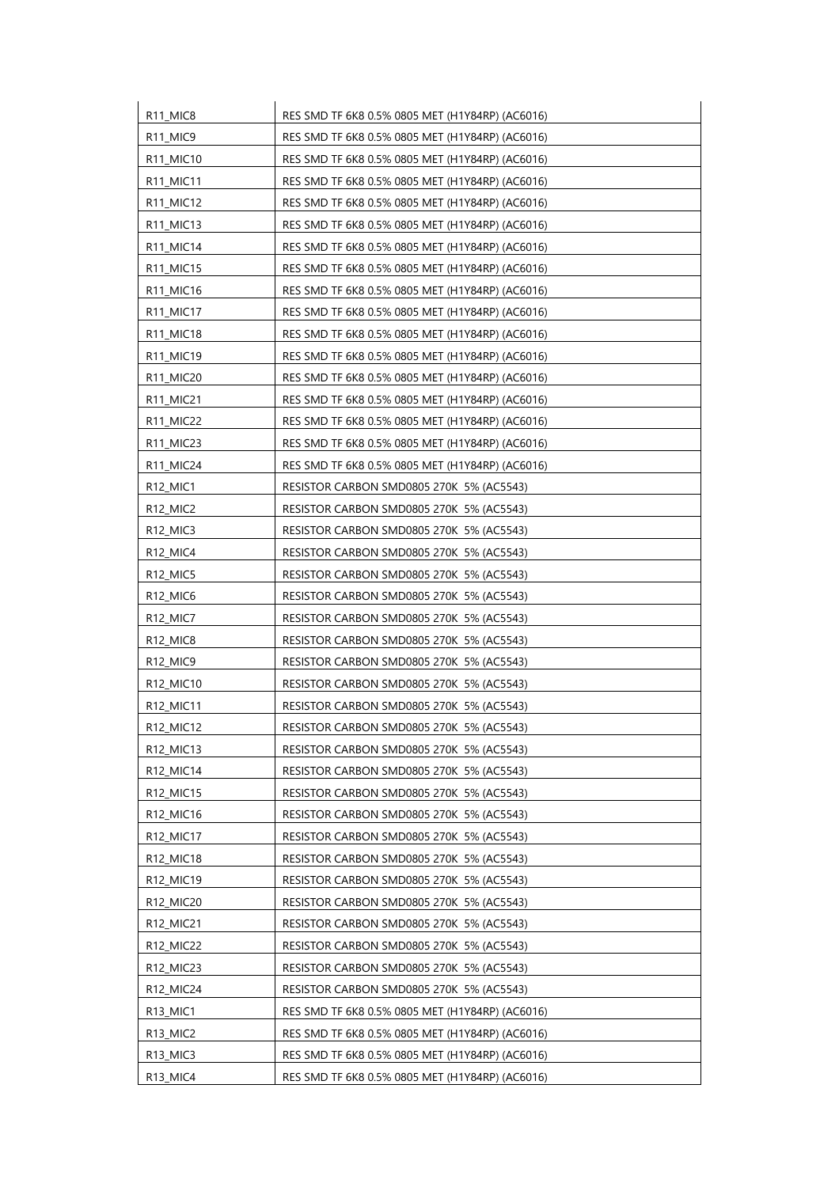| | |
|---|---|
| R11_MIC8 | RES SMD TF 6K8 0.5% 0805 MET (H1Y84RP) (AC6016) |
| R11_MIC9 | RES SMD TF 6K8 0.5% 0805 MET (H1Y84RP) (AC6016) |
| R11_MIC10 | RES SMD TF 6K8 0.5% 0805 MET (H1Y84RP) (AC6016) |
| R11_MIC11 | RES SMD TF 6K8 0.5% 0805 MET (H1Y84RP) (AC6016) |
| R11_MIC12 | RES SMD TF 6K8 0.5% 0805 MET (H1Y84RP) (AC6016) |
| R11_MIC13 | RES SMD TF 6K8 0.5% 0805 MET (H1Y84RP) (AC6016) |
| R11_MIC14 | RES SMD TF 6K8 0.5% 0805 MET (H1Y84RP) (AC6016) |
| R11_MIC15 | RES SMD TF 6K8 0.5% 0805 MET (H1Y84RP) (AC6016) |
| R11_MIC16 | RES SMD TF 6K8 0.5% 0805 MET (H1Y84RP) (AC6016) |
| R11_MIC17 | RES SMD TF 6K8 0.5% 0805 MET (H1Y84RP) (AC6016) |
| R11_MIC18 | RES SMD TF 6K8 0.5% 0805 MET (H1Y84RP) (AC6016) |
| R11_MIC19 | RES SMD TF 6K8 0.5% 0805 MET (H1Y84RP) (AC6016) |
| R11_MIC20 | RES SMD TF 6K8 0.5% 0805 MET (H1Y84RP) (AC6016) |
| R11_MIC21 | RES SMD TF 6K8 0.5% 0805 MET (H1Y84RP) (AC6016) |
| R11_MIC22 | RES SMD TF 6K8 0.5% 0805 MET (H1Y84RP) (AC6016) |
| R11_MIC23 | RES SMD TF 6K8 0.5% 0805 MET (H1Y84RP) (AC6016) |
| R11_MIC24 | RES SMD TF 6K8 0.5% 0805 MET (H1Y84RP) (AC6016) |
| R12_MIC1 | RESISTOR CARBON SMD0805 270K 5% (AC5543) |
| R12_MIC2 | RESISTOR CARBON SMD0805 270K 5% (AC5543) |
| R12_MIC3 | RESISTOR CARBON SMD0805 270K 5% (AC5543) |
| R12_MIC4 | RESISTOR CARBON SMD0805 270K 5% (AC5543) |
| R12_MIC5 | RESISTOR CARBON SMD0805 270K 5% (AC5543) |
| R12_MIC6 | RESISTOR CARBON SMD0805 270K 5% (AC5543) |
| R12_MIC7 | RESISTOR CARBON SMD0805 270K 5% (AC5543) |
| R12_MIC8 | RESISTOR CARBON SMD0805 270K 5% (AC5543) |
| R12_MIC9 | RESISTOR CARBON SMD0805 270K 5% (AC5543) |
| R12_MIC10 | RESISTOR CARBON SMD0805 270K 5% (AC5543) |
| R12_MIC11 | RESISTOR CARBON SMD0805 270K 5% (AC5543) |
| R12_MIC12 | RESISTOR CARBON SMD0805 270K 5% (AC5543) |
| R12_MIC13 | RESISTOR CARBON SMD0805 270K 5% (AC5543) |
| R12_MIC14 | RESISTOR CARBON SMD0805 270K 5% (AC5543) |
| R12_MIC15 | RESISTOR CARBON SMD0805 270K 5% (AC5543) |
| R12_MIC16 | RESISTOR CARBON SMD0805 270K 5% (AC5543) |
| R12_MIC17 | RESISTOR CARBON SMD0805 270K 5% (AC5543) |
| R12_MIC18 | RESISTOR CARBON SMD0805 270K 5% (AC5543) |
| R12_MIC19 | RESISTOR CARBON SMD0805 270K 5% (AC5543) |
| R12_MIC20 | RESISTOR CARBON SMD0805 270K 5% (AC5543) |
| R12_MIC21 | RESISTOR CARBON SMD0805 270K 5% (AC5543) |
| R12_MIC22 | RESISTOR CARBON SMD0805 270K 5% (AC5543) |
| R12_MIC23 | RESISTOR CARBON SMD0805 270K 5% (AC5543) |
| R12_MIC24 | RESISTOR CARBON SMD0805 270K 5% (AC5543) |
| R13_MIC1 | RES SMD TF 6K8 0.5% 0805 MET (H1Y84RP) (AC6016) |
| R13_MIC2 | RES SMD TF 6K8 0.5% 0805 MET (H1Y84RP) (AC6016) |
| R13_MIC3 | RES SMD TF 6K8 0.5% 0805 MET (H1Y84RP) (AC6016) |
| R13_MIC4 | RES SMD TF 6K8 0.5% 0805 MET (H1Y84RP) (AC6016) |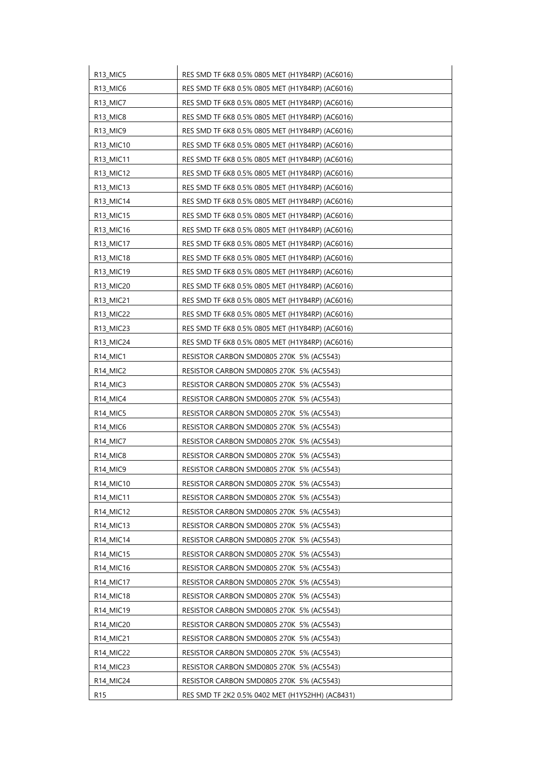| | |
|---|---|
| R13_MIC5 | RES SMD TF 6K8 0.5% 0805 MET (H1Y84RP) (AC6016) |
| R13_MIC6 | RES SMD TF 6K8 0.5% 0805 MET (H1Y84RP) (AC6016) |
| R13_MIC7 | RES SMD TF 6K8 0.5% 0805 MET (H1Y84RP) (AC6016) |
| R13_MIC8 | RES SMD TF 6K8 0.5% 0805 MET (H1Y84RP) (AC6016) |
| R13_MIC9 | RES SMD TF 6K8 0.5% 0805 MET (H1Y84RP) (AC6016) |
| R13_MIC10 | RES SMD TF 6K8 0.5% 0805 MET (H1Y84RP) (AC6016) |
| R13_MIC11 | RES SMD TF 6K8 0.5% 0805 MET (H1Y84RP) (AC6016) |
| R13_MIC12 | RES SMD TF 6K8 0.5% 0805 MET (H1Y84RP) (AC6016) |
| R13_MIC13 | RES SMD TF 6K8 0.5% 0805 MET (H1Y84RP) (AC6016) |
| R13_MIC14 | RES SMD TF 6K8 0.5% 0805 MET (H1Y84RP) (AC6016) |
| R13_MIC15 | RES SMD TF 6K8 0.5% 0805 MET (H1Y84RP) (AC6016) |
| R13_MIC16 | RES SMD TF 6K8 0.5% 0805 MET (H1Y84RP) (AC6016) |
| R13_MIC17 | RES SMD TF 6K8 0.5% 0805 MET (H1Y84RP) (AC6016) |
| R13_MIC18 | RES SMD TF 6K8 0.5% 0805 MET (H1Y84RP) (AC6016) |
| R13_MIC19 | RES SMD TF 6K8 0.5% 0805 MET (H1Y84RP) (AC6016) |
| R13_MIC20 | RES SMD TF 6K8 0.5% 0805 MET (H1Y84RP) (AC6016) |
| R13_MIC21 | RES SMD TF 6K8 0.5% 0805 MET (H1Y84RP) (AC6016) |
| R13_MIC22 | RES SMD TF 6K8 0.5% 0805 MET (H1Y84RP) (AC6016) |
| R13_MIC23 | RES SMD TF 6K8 0.5% 0805 MET (H1Y84RP) (AC6016) |
| R13_MIC24 | RES SMD TF 6K8 0.5% 0805 MET (H1Y84RP) (AC6016) |
| R14_MIC1 | RESISTOR CARBON SMD0805 270K 5% (AC5543) |
| R14_MIC2 | RESISTOR CARBON SMD0805 270K 5% (AC5543) |
| R14_MIC3 | RESISTOR CARBON SMD0805 270K 5% (AC5543) |
| R14_MIC4 | RESISTOR CARBON SMD0805 270K 5% (AC5543) |
| R14_MIC5 | RESISTOR CARBON SMD0805 270K 5% (AC5543) |
| R14_MIC6 | RESISTOR CARBON SMD0805 270K 5% (AC5543) |
| R14_MIC7 | RESISTOR CARBON SMD0805 270K 5% (AC5543) |
| R14_MIC8 | RESISTOR CARBON SMD0805 270K 5% (AC5543) |
| R14_MIC9 | RESISTOR CARBON SMD0805 270K 5% (AC5543) |
| R14_MIC10 | RESISTOR CARBON SMD0805 270K 5% (AC5543) |
| R14_MIC11 | RESISTOR CARBON SMD0805 270K 5% (AC5543) |
| R14_MIC12 | RESISTOR CARBON SMD0805 270K 5% (AC5543) |
| R14_MIC13 | RESISTOR CARBON SMD0805 270K 5% (AC5543) |
| R14_MIC14 | RESISTOR CARBON SMD0805 270K 5% (AC5543) |
| R14_MIC15 | RESISTOR CARBON SMD0805 270K 5% (AC5543) |
| R14_MIC16 | RESISTOR CARBON SMD0805 270K 5% (AC5543) |
| R14_MIC17 | RESISTOR CARBON SMD0805 270K 5% (AC5543) |
| R14_MIC18 | RESISTOR CARBON SMD0805 270K 5% (AC5543) |
| R14_MIC19 | RESISTOR CARBON SMD0805 270K 5% (AC5543) |
| R14_MIC20 | RESISTOR CARBON SMD0805 270K 5% (AC5543) |
| R14_MIC21 | RESISTOR CARBON SMD0805 270K 5% (AC5543) |
| R14_MIC22 | RESISTOR CARBON SMD0805 270K 5% (AC5543) |
| R14_MIC23 | RESISTOR CARBON SMD0805 270K 5% (AC5543) |
| R14_MIC24 | RESISTOR CARBON SMD0805 270K 5% (AC5543) |
| R15 | RES SMD TF 2K2 0.5% 0402 MET (H1Y52HH) (AC8431) |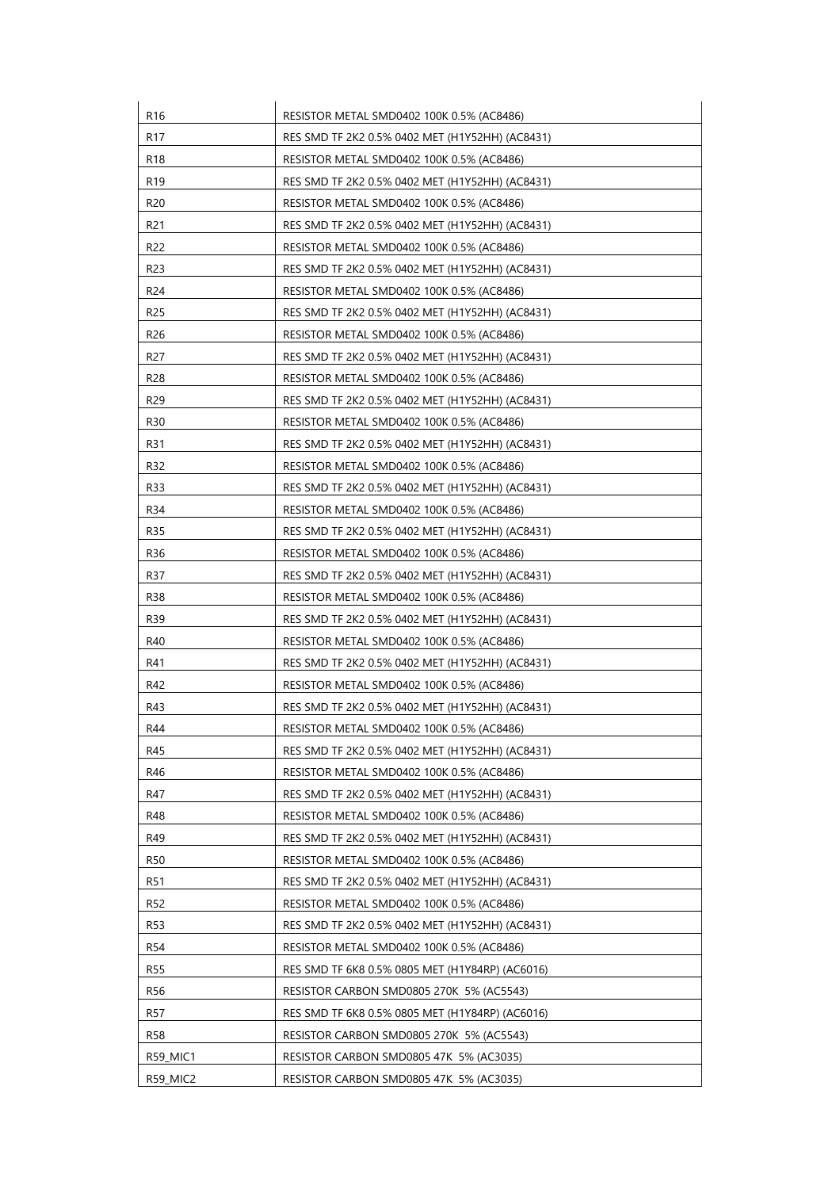| R16 | RESISTOR METAL SMD0402 100K 0.5% (AC8486) |
|---|---|
| R17 | RES SMD TF 2K2 0.5% 0402 MET (H1Y52HH) (AC8431) |
| R18 | RESISTOR METAL SMD0402 100K 0.5% (AC8486) |
| R19 | RES SMD TF 2K2 0.5% 0402 MET (H1Y52HH) (AC8431) |
| R20 | RESISTOR METAL SMD0402 100K 0.5% (AC8486) |
| R21 | RES SMD TF 2K2 0.5% 0402 MET (H1Y52HH) (AC8431) |
| R22 | RESISTOR METAL SMD0402 100K 0.5% (AC8486) |
| R23 | RES SMD TF 2K2 0.5% 0402 MET (H1Y52HH) (AC8431) |
| R24 | RESISTOR METAL SMD0402 100K 0.5% (AC8486) |
| R25 | RES SMD TF 2K2 0.5% 0402 MET (H1Y52HH) (AC8431) |
| R26 | RESISTOR METAL SMD0402 100K 0.5% (AC8486) |
| R27 | RES SMD TF 2K2 0.5% 0402 MET (H1Y52HH) (AC8431) |
| R28 | RESISTOR METAL SMD0402 100K 0.5% (AC8486) |
| R29 | RES SMD TF 2K2 0.5% 0402 MET (H1Y52HH) (AC8431) |
| R30 | RESISTOR METAL SMD0402 100K 0.5% (AC8486) |
| R31 | RES SMD TF 2K2 0.5% 0402 MET (H1Y52HH) (AC8431) |
| R32 | RESISTOR METAL SMD0402 100K 0.5% (AC8486) |
| R33 | RES SMD TF 2K2 0.5% 0402 MET (H1Y52HH) (AC8431) |
| R34 | RESISTOR METAL SMD0402 100K 0.5% (AC8486) |
| R35 | RES SMD TF 2K2 0.5% 0402 MET (H1Y52HH) (AC8431) |
| R36 | RESISTOR METAL SMD0402 100K 0.5% (AC8486) |
| R37 | RES SMD TF 2K2 0.5% 0402 MET (H1Y52HH) (AC8431) |
| R38 | RESISTOR METAL SMD0402 100K 0.5% (AC8486) |
| R39 | RES SMD TF 2K2 0.5% 0402 MET (H1Y52HH) (AC8431) |
| R40 | RESISTOR METAL SMD0402 100K 0.5% (AC8486) |
| R41 | RES SMD TF 2K2 0.5% 0402 MET (H1Y52HH) (AC8431) |
| R42 | RESISTOR METAL SMD0402 100K 0.5% (AC8486) |
| R43 | RES SMD TF 2K2 0.5% 0402 MET (H1Y52HH) (AC8431) |
| R44 | RESISTOR METAL SMD0402 100K 0.5% (AC8486) |
| R45 | RES SMD TF 2K2 0.5% 0402 MET (H1Y52HH) (AC8431) |
| R46 | RESISTOR METAL SMD0402 100K 0.5% (AC8486) |
| R47 | RES SMD TF 2K2 0.5% 0402 MET (H1Y52HH) (AC8431) |
| R48 | RESISTOR METAL SMD0402 100K 0.5% (AC8486) |
| R49 | RES SMD TF 2K2 0.5% 0402 MET (H1Y52HH) (AC8431) |
| R50 | RESISTOR METAL SMD0402 100K 0.5% (AC8486) |
| R51 | RES SMD TF 2K2 0.5% 0402 MET (H1Y52HH) (AC8431) |
| R52 | RESISTOR METAL SMD0402 100K 0.5% (AC8486) |
| R53 | RES SMD TF 2K2 0.5% 0402 MET (H1Y52HH) (AC8431) |
| R54 | RESISTOR METAL SMD0402 100K 0.5% (AC8486) |
| R55 | RES SMD TF 6K8 0.5% 0805 MET (H1Y84RP) (AC6016) |
| R56 | RESISTOR CARBON SMD0805 270K 5% (AC5543) |
| R57 | RES SMD TF 6K8 0.5% 0805 MET (H1Y84RP) (AC6016) |
| R58 | RESISTOR CARBON SMD0805 270K 5% (AC5543) |
| R59_MIC1 | RESISTOR CARBON SMD0805 47K 5% (AC3035) |
| R59_MIC2 | RESISTOR CARBON SMD0805 47K 5% (AC3035) |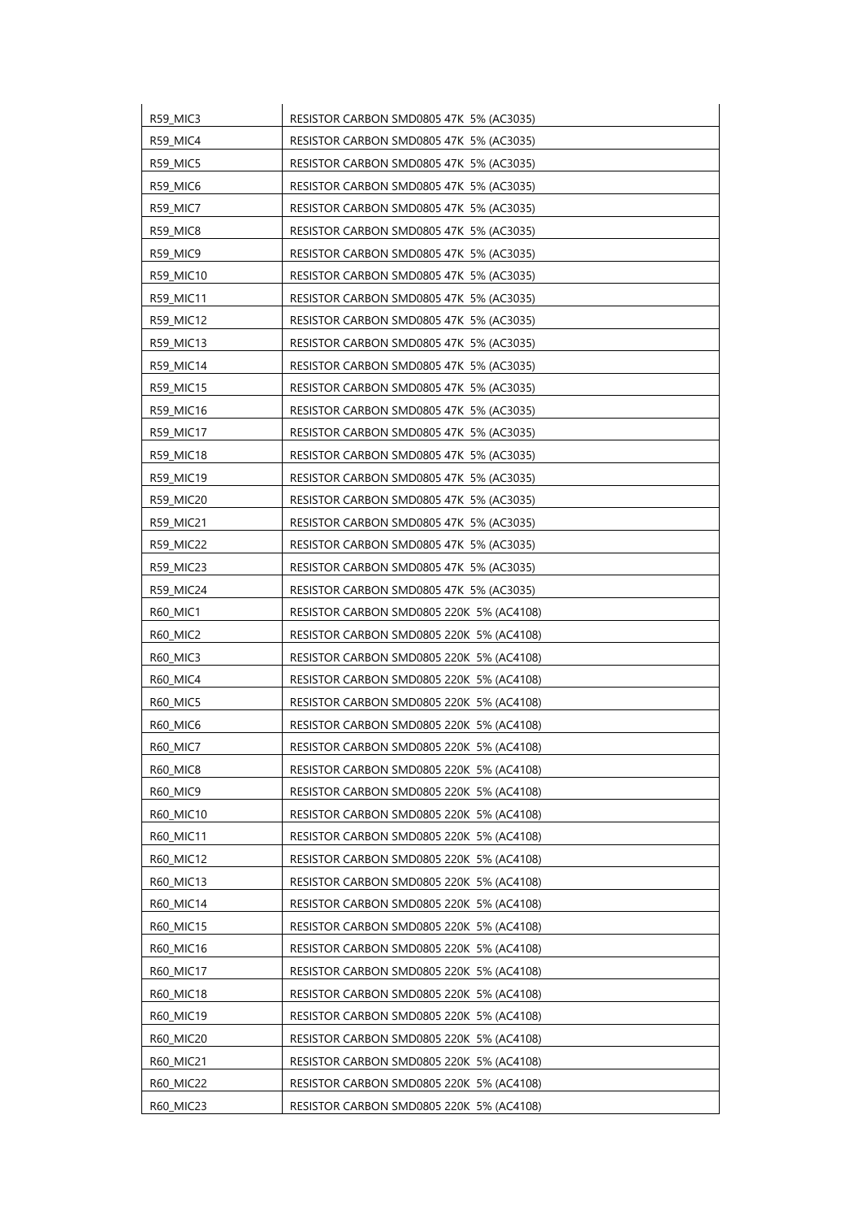| R59_MIC3 | RESISTOR CARBON SMD0805 47K 5% (AC3035) |
|---|---|
| R59_MIC4 | RESISTOR CARBON SMD0805 47K 5% (AC3035) |
| R59_MIC5 | RESISTOR CARBON SMD0805 47K 5% (AC3035) |
| R59_MIC6 | RESISTOR CARBON SMD0805 47K 5% (AC3035) |
| R59_MIC7 | RESISTOR CARBON SMD0805 47K 5% (AC3035) |
| R59_MIC8 | RESISTOR CARBON SMD0805 47K 5% (AC3035) |
| R59_MIC9 | RESISTOR CARBON SMD0805 47K 5% (AC3035) |
| R59_MIC10 | RESISTOR CARBON SMD0805 47K 5% (AC3035) |
| R59_MIC11 | RESISTOR CARBON SMD0805 47K 5% (AC3035) |
| R59_MIC12 | RESISTOR CARBON SMD0805 47K 5% (AC3035) |
| R59_MIC13 | RESISTOR CARBON SMD0805 47K 5% (AC3035) |
| R59_MIC14 | RESISTOR CARBON SMD0805 47K 5% (AC3035) |
| R59_MIC15 | RESISTOR CARBON SMD0805 47K 5% (AC3035) |
| R59_MIC16 | RESISTOR CARBON SMD0805 47K 5% (AC3035) |
| R59_MIC17 | RESISTOR CARBON SMD0805 47K 5% (AC3035) |
| R59_MIC18 | RESISTOR CARBON SMD0805 47K 5% (AC3035) |
| R59_MIC19 | RESISTOR CARBON SMD0805 47K 5% (AC3035) |
| R59_MIC20 | RESISTOR CARBON SMD0805 47K 5% (AC3035) |
| R59_MIC21 | RESISTOR CARBON SMD0805 47K 5% (AC3035) |
| R59_MIC22 | RESISTOR CARBON SMD0805 47K 5% (AC3035) |
| R59_MIC23 | RESISTOR CARBON SMD0805 47K 5% (AC3035) |
| R59_MIC24 | RESISTOR CARBON SMD0805 47K 5% (AC3035) |
| R60_MIC1 | RESISTOR CARBON SMD0805 220K 5% (AC4108) |
| R60_MIC2 | RESISTOR CARBON SMD0805 220K 5% (AC4108) |
| R60_MIC3 | RESISTOR CARBON SMD0805 220K 5% (AC4108) |
| R60_MIC4 | RESISTOR CARBON SMD0805 220K 5% (AC4108) |
| R60_MIC5 | RESISTOR CARBON SMD0805 220K 5% (AC4108) |
| R60_MIC6 | RESISTOR CARBON SMD0805 220K 5% (AC4108) |
| R60_MIC7 | RESISTOR CARBON SMD0805 220K 5% (AC4108) |
| R60_MIC8 | RESISTOR CARBON SMD0805 220K 5% (AC4108) |
| R60_MIC9 | RESISTOR CARBON SMD0805 220K 5% (AC4108) |
| R60_MIC10 | RESISTOR CARBON SMD0805 220K 5% (AC4108) |
| R60_MIC11 | RESISTOR CARBON SMD0805 220K 5% (AC4108) |
| R60_MIC12 | RESISTOR CARBON SMD0805 220K 5% (AC4108) |
| R60_MIC13 | RESISTOR CARBON SMD0805 220K 5% (AC4108) |
| R60_MIC14 | RESISTOR CARBON SMD0805 220K 5% (AC4108) |
| R60_MIC15 | RESISTOR CARBON SMD0805 220K 5% (AC4108) |
| R60_MIC16 | RESISTOR CARBON SMD0805 220K 5% (AC4108) |
| R60_MIC17 | RESISTOR CARBON SMD0805 220K 5% (AC4108) |
| R60_MIC18 | RESISTOR CARBON SMD0805 220K 5% (AC4108) |
| R60_MIC19 | RESISTOR CARBON SMD0805 220K 5% (AC4108) |
| R60_MIC20 | RESISTOR CARBON SMD0805 220K 5% (AC4108) |
| R60_MIC21 | RESISTOR CARBON SMD0805 220K 5% (AC4108) |
| R60_MIC22 | RESISTOR CARBON SMD0805 220K 5% (AC4108) |
| R60_MIC23 | RESISTOR CARBON SMD0805 220K 5% (AC4108) |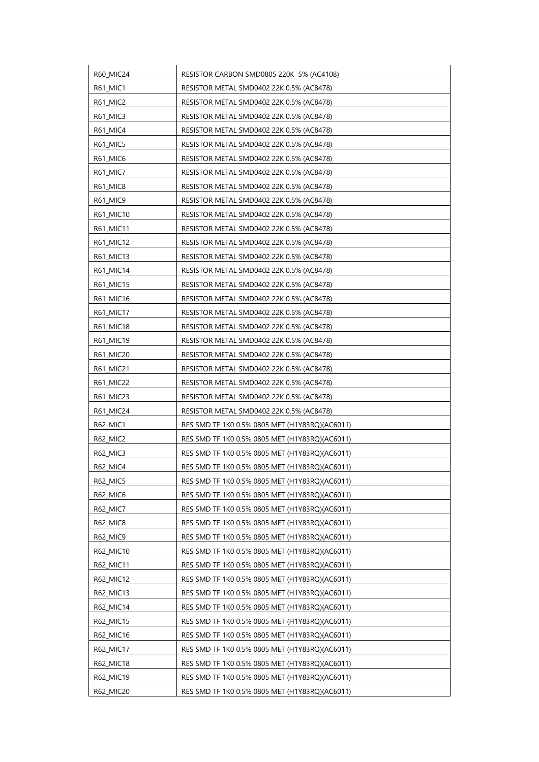| R60_MIC24 | RESISTOR CARBON SMD0805 220K 5% (AC4108) |
|---|---|
| R61_MIC1 | RESISTOR METAL SMD0402 22K 0.5% (AC8478) |
| R61_MIC2 | RESISTOR METAL SMD0402 22K 0.5% (AC8478) |
| R61_MIC3 | RESISTOR METAL SMD0402 22K 0.5% (AC8478) |
| R61_MIC4 | RESISTOR METAL SMD0402 22K 0.5% (AC8478) |
| R61_MIC5 | RESISTOR METAL SMD0402 22K 0.5% (AC8478) |
| R61_MIC6 | RESISTOR METAL SMD0402 22K 0.5% (AC8478) |
| R61_MIC7 | RESISTOR METAL SMD0402 22K 0.5% (AC8478) |
| R61_MIC8 | RESISTOR METAL SMD0402 22K 0.5% (AC8478) |
| R61_MIC9 | RESISTOR METAL SMD0402 22K 0.5% (AC8478) |
| R61_MIC10 | RESISTOR METAL SMD0402 22K 0.5% (AC8478) |
| R61_MIC11 | RESISTOR METAL SMD0402 22K 0.5% (AC8478) |
| R61_MIC12 | RESISTOR METAL SMD0402 22K 0.5% (AC8478) |
| R61_MIC13 | RESISTOR METAL SMD0402 22K 0.5% (AC8478) |
| R61_MIC14 | RESISTOR METAL SMD0402 22K 0.5% (AC8478) |
| R61_MIC15 | RESISTOR METAL SMD0402 22K 0.5% (AC8478) |
| R61_MIC16 | RESISTOR METAL SMD0402 22K 0.5% (AC8478) |
| R61_MIC17 | RESISTOR METAL SMD0402 22K 0.5% (AC8478) |
| R61_MIC18 | RESISTOR METAL SMD0402 22K 0.5% (AC8478) |
| R61_MIC19 | RESISTOR METAL SMD0402 22K 0.5% (AC8478) |
| R61_MIC20 | RESISTOR METAL SMD0402 22K 0.5% (AC8478) |
| R61_MIC21 | RESISTOR METAL SMD0402 22K 0.5% (AC8478) |
| R61_MIC22 | RESISTOR METAL SMD0402 22K 0.5% (AC8478) |
| R61_MIC23 | RESISTOR METAL SMD0402 22K 0.5% (AC8478) |
| R61_MIC24 | RESISTOR METAL SMD0402 22K 0.5% (AC8478) |
| R62_MIC1 | RES SMD TF 1K0 0.5% 0805 MET (H1Y83RQ)(AC6011) |
| R62_MIC2 | RES SMD TF 1K0 0.5% 0805 MET (H1Y83RQ)(AC6011) |
| R62_MIC3 | RES SMD TF 1K0 0.5% 0805 MET (H1Y83RQ)(AC6011) |
| R62_MIC4 | RES SMD TF 1K0 0.5% 0805 MET (H1Y83RQ)(AC6011) |
| R62_MIC5 | RES SMD TF 1K0 0.5% 0805 MET (H1Y83RQ)(AC6011) |
| R62_MIC6 | RES SMD TF 1K0 0.5% 0805 MET (H1Y83RQ)(AC6011) |
| R62_MIC7 | RES SMD TF 1K0 0.5% 0805 MET (H1Y83RQ)(AC6011) |
| R62_MIC8 | RES SMD TF 1K0 0.5% 0805 MET (H1Y83RQ)(AC6011) |
| R62_MIC9 | RES SMD TF 1K0 0.5% 0805 MET (H1Y83RQ)(AC6011) |
| R62_MIC10 | RES SMD TF 1K0 0.5% 0805 MET (H1Y83RQ)(AC6011) |
| R62_MIC11 | RES SMD TF 1K0 0.5% 0805 MET (H1Y83RQ)(AC6011) |
| R62_MIC12 | RES SMD TF 1K0 0.5% 0805 MET (H1Y83RQ)(AC6011) |
| R62_MIC13 | RES SMD TF 1K0 0.5% 0805 MET (H1Y83RQ)(AC6011) |
| R62_MIC14 | RES SMD TF 1K0 0.5% 0805 MET (H1Y83RQ)(AC6011) |
| R62_MIC15 | RES SMD TF 1K0 0.5% 0805 MET (H1Y83RQ)(AC6011) |
| R62_MIC16 | RES SMD TF 1K0 0.5% 0805 MET (H1Y83RQ)(AC6011) |
| R62_MIC17 | RES SMD TF 1K0 0.5% 0805 MET (H1Y83RQ)(AC6011) |
| R62_MIC18 | RES SMD TF 1K0 0.5% 0805 MET (H1Y83RQ)(AC6011) |
| R62_MIC19 | RES SMD TF 1K0 0.5% 0805 MET (H1Y83RQ)(AC6011) |
| R62_MIC20 | RES SMD TF 1K0 0.5% 0805 MET (H1Y83RQ)(AC6011) |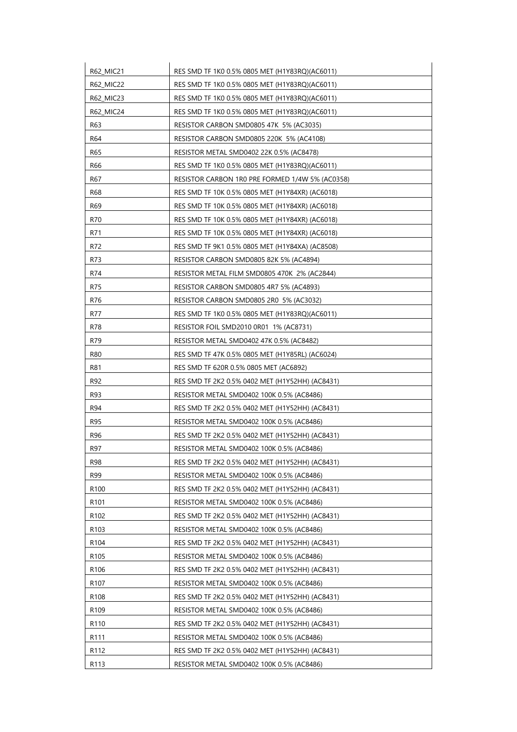| R62_MIC21 | RES SMD TF 1K0 0.5% 0805 MET (H1Y83RQ)(AC6011) |
|---|---|
| R62_MIC22 | RES SMD TF 1K0 0.5% 0805 MET (H1Y83RQ)(AC6011) |
| R62_MIC23 | RES SMD TF 1K0 0.5% 0805 MET (H1Y83RQ)(AC6011) |
| R62_MIC24 | RES SMD TF 1K0 0.5% 0805 MET (H1Y83RQ)(AC6011) |
| R63 | RESISTOR CARBON SMD0805 47K 5% (AC3035) |
| R64 | RESISTOR CARBON SMD0805 220K 5% (AC4108) |
| R65 | RESISTOR METAL SMD0402 22K 0.5% (AC8478) |
| R66 | RES SMD TF 1K0 0.5% 0805 MET (H1Y83RQ)(AC6011) |
| R67 | RESISTOR CARBON 1R0 PRE FORMED 1/4W 5% (AC0358) |
| R68 | RES SMD TF 10K 0.5% 0805 MET (H1Y84XR) (AC6018) |
| R69 | RES SMD TF 10K 0.5% 0805 MET (H1Y84XR) (AC6018) |
| R70 | RES SMD TF 10K 0.5% 0805 MET (H1Y84XR) (AC6018) |
| R71 | RES SMD TF 10K 0.5% 0805 MET (H1Y84XR) (AC6018) |
| R72 | RES SMD TF 9K1 0.5% 0805 MET (H1Y84XA) (AC8508) |
| R73 | RESISTOR CARBON SMD0805 82K 5% (AC4894) |
| R74 | RESISTOR METAL FILM SMD0805 470K 2% (AC2844) |
| R75 | RESISTOR CARBON SMD0805 4R7 5% (AC4893) |
| R76 | RESISTOR CARBON SMD0805 2R0 5% (AC3032) |
| R77 | RES SMD TF 1K0 0.5% 0805 MET (H1Y83RQ)(AC6011) |
| R78 | RESISTOR FOIL SMD2010 0R01 1% (AC8731) |
| R79 | RESISTOR METAL SMD0402 47K 0.5% (AC8482) |
| R80 | RES SMD TF 47K 0.5% 0805 MET (H1Y85RL) (AC6024) |
| R81 | RES SMD TF 620R 0.5% 0805 MET (AC6892) |
| R92 | RES SMD TF 2K2 0.5% 0402 MET (H1Y52HH) (AC8431) |
| R93 | RESISTOR METAL SMD0402 100K 0.5% (AC8486) |
| R94 | RES SMD TF 2K2 0.5% 0402 MET (H1Y52HH) (AC8431) |
| R95 | RESISTOR METAL SMD0402 100K 0.5% (AC8486) |
| R96 | RES SMD TF 2K2 0.5% 0402 MET (H1Y52HH) (AC8431) |
| R97 | RESISTOR METAL SMD0402 100K 0.5% (AC8486) |
| R98 | RES SMD TF 2K2 0.5% 0402 MET (H1Y52HH) (AC8431) |
| R99 | RESISTOR METAL SMD0402 100K 0.5% (AC8486) |
| R100 | RES SMD TF 2K2 0.5% 0402 MET (H1Y52HH) (AC8431) |
| R101 | RESISTOR METAL SMD0402 100K 0.5% (AC8486) |
| R102 | RES SMD TF 2K2 0.5% 0402 MET (H1Y52HH) (AC8431) |
| R103 | RESISTOR METAL SMD0402 100K 0.5% (AC8486) |
| R104 | RES SMD TF 2K2 0.5% 0402 MET (H1Y52HH) (AC8431) |
| R105 | RESISTOR METAL SMD0402 100K 0.5% (AC8486) |
| R106 | RES SMD TF 2K2 0.5% 0402 MET (H1Y52HH) (AC8431) |
| R107 | RESISTOR METAL SMD0402 100K 0.5% (AC8486) |
| R108 | RES SMD TF 2K2 0.5% 0402 MET (H1Y52HH) (AC8431) |
| R109 | RESISTOR METAL SMD0402 100K 0.5% (AC8486) |
| R110 | RES SMD TF 2K2 0.5% 0402 MET (H1Y52HH) (AC8431) |
| R111 | RESISTOR METAL SMD0402 100K 0.5% (AC8486) |
| R112 | RES SMD TF 2K2 0.5% 0402 MET (H1Y52HH) (AC8431) |
| R113 | RESISTOR METAL SMD0402 100K 0.5% (AC8486) |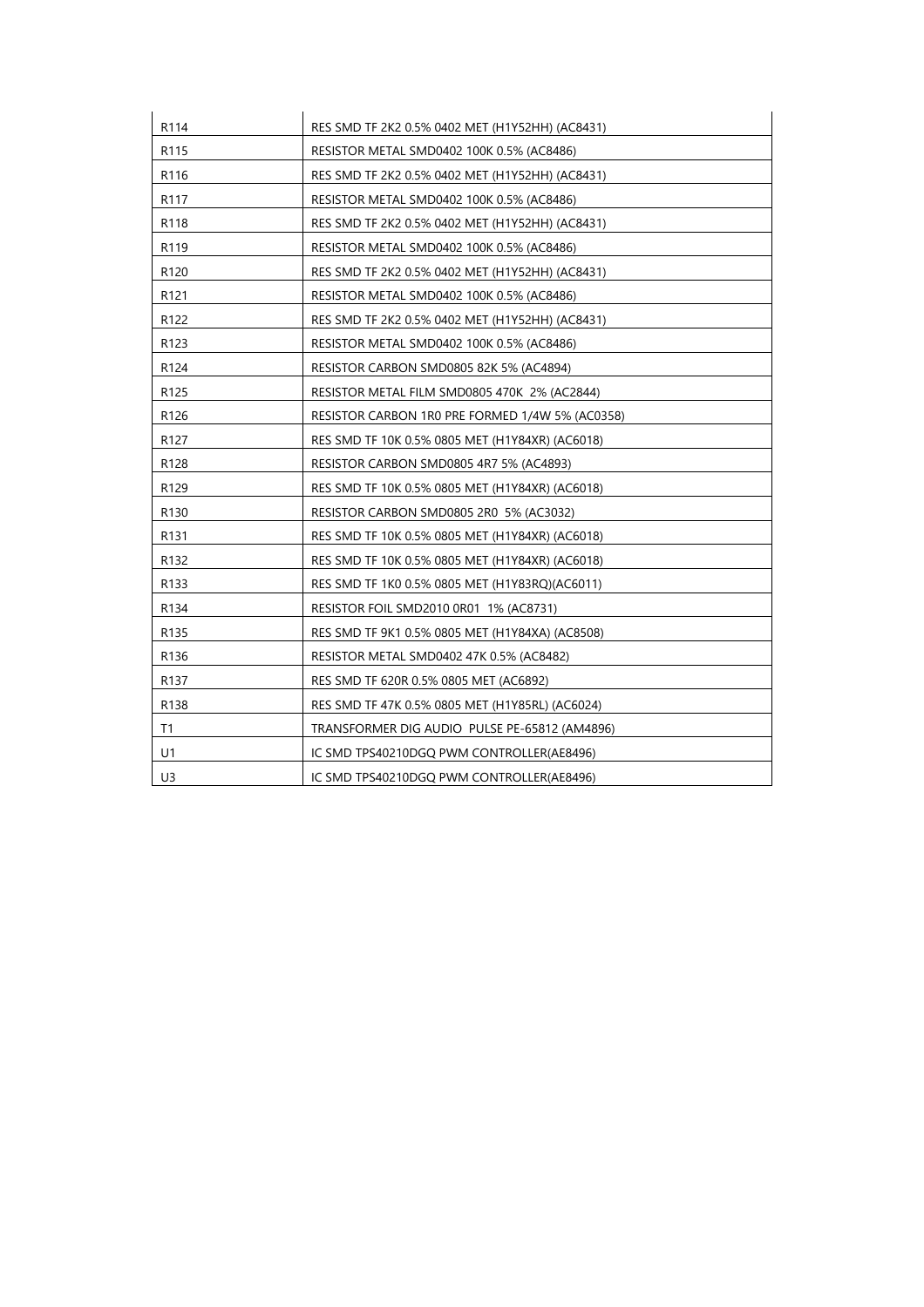| | |
|---|---|
| R114 | RES SMD TF 2K2 0.5% 0402 MET (H1Y52HH) (AC8431) |
| R115 | RESISTOR METAL SMD0402 100K 0.5% (AC8486) |
| R116 | RES SMD TF 2K2 0.5% 0402 MET (H1Y52HH) (AC8431) |
| R117 | RESISTOR METAL SMD0402 100K 0.5% (AC8486) |
| R118 | RES SMD TF 2K2 0.5% 0402 MET (H1Y52HH) (AC8431) |
| R119 | RESISTOR METAL SMD0402 100K 0.5% (AC8486) |
| R120 | RES SMD TF 2K2 0.5% 0402 MET (H1Y52HH) (AC8431) |
| R121 | RESISTOR METAL SMD0402 100K 0.5% (AC8486) |
| R122 | RES SMD TF 2K2 0.5% 0402 MET (H1Y52HH) (AC8431) |
| R123 | RESISTOR METAL SMD0402 100K 0.5% (AC8486) |
| R124 | RESISTOR CARBON SMD0805 82K 5% (AC4894) |
| R125 | RESISTOR METAL FILM SMD0805 470K 2% (AC2844) |
| R126 | RESISTOR CARBON 1R0 PRE FORMED 1/4W 5% (AC0358) |
| R127 | RES SMD TF 10K 0.5% 0805 MET (H1Y84XR) (AC6018) |
| R128 | RESISTOR CARBON SMD0805 4R7 5% (AC4893) |
| R129 | RES SMD TF 10K 0.5% 0805 MET (H1Y84XR) (AC6018) |
| R130 | RESISTOR CARBON SMD0805 2R0 5% (AC3032) |
| R131 | RES SMD TF 10K 0.5% 0805 MET (H1Y84XR) (AC6018) |
| R132 | RES SMD TF 10K 0.5% 0805 MET (H1Y84XR) (AC6018) |
| R133 | RES SMD TF 1K0 0.5% 0805 MET (H1Y83RQ)(AC6011) |
| R134 | RESISTOR FOIL SMD2010 0R01 1% (AC8731) |
| R135 | RES SMD TF 9K1 0.5% 0805 MET (H1Y84XA) (AC8508) |
| R136 | RESISTOR METAL SMD0402 47K 0.5% (AC8482) |
| R137 | RES SMD TF 620R 0.5% 0805 MET (AC6892) |
| R138 | RES SMD TF 47K 0.5% 0805 MET (H1Y85RL) (AC6024) |
| T1 | TRANSFORMER DIG AUDIO PULSE PE-65812 (AM4896) |
| U1 | IC SMD TPS40210DGQ PWM CONTROLLER(AE8496) |
| U3 | IC SMD TPS40210DGQ PWM CONTROLLER(AE8496) |